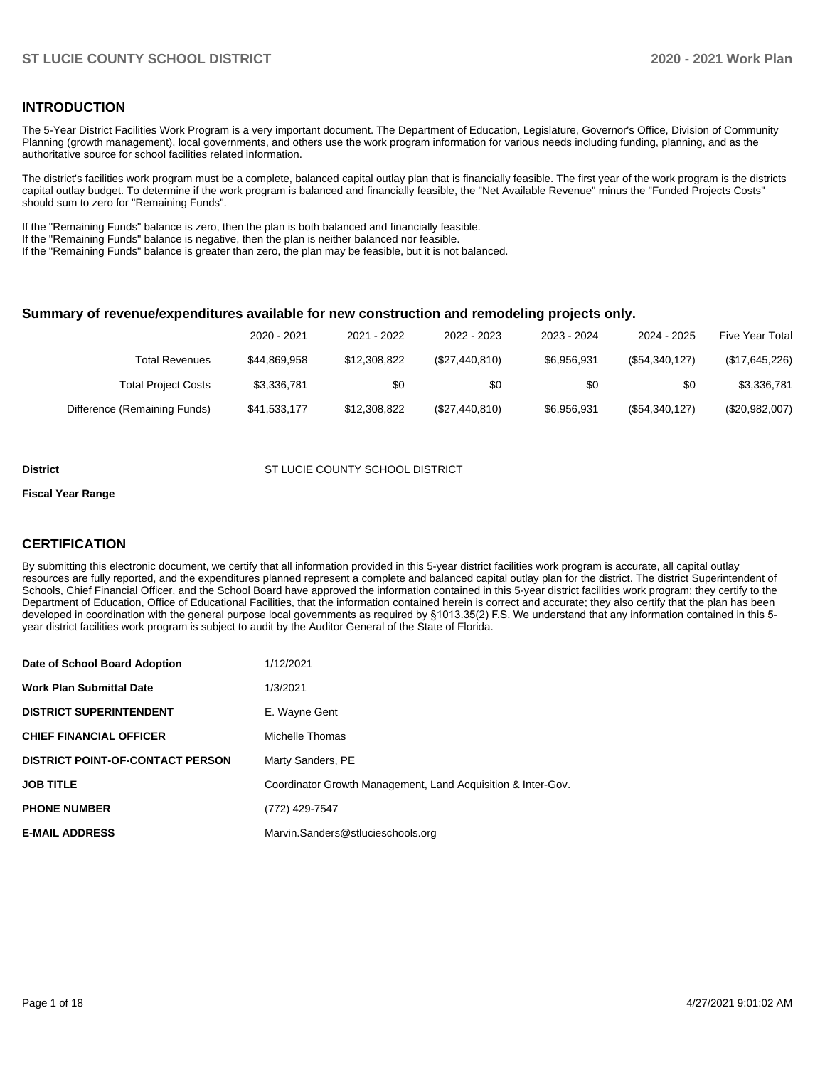## INTRODUCTION

The 5-Year District Facilities Work Program is a very important document. The Department of Education, Legislature, Governor's Office, Division of Community Planning (growth management), local governments, and others use the work program information for various needs including funding, planning, and as the authoritative source for school facilities related information.

The district's facilities work program must be a complete, balanced capital outlay plan that is financially feasible. The first year of the work program is the districts capital outlay budget. To determine if the work program is balanced and financially feasible, the "Net Available Revenue" minus the "Funded Projects Costs" should sum to zero for "Remaining Funds".

If the "Remaining Funds" balance is zero, then the plan is both balanced and financially feasible.
If the "Remaining Funds" balance is negative, then the plan is neither balanced nor feasible.
If the "Remaining Funds" balance is greater than zero, the plan may be feasible, but it is not balanced.

### Summary of revenue/expenditures available for new construction and remodeling projects only.

| | 2020 - 2021 | 2021 - 2022 | 2022 - 2023 | 2023 - 2024 | 2024 - 2025 | Five Year Total |
|---|---|---|---|---|---|---|
| Total Revenues | $44,869,958 | $12,308,822 | ($27,440,810) | $6,956,931 | ($54,340,127) | ($17,645,226) |
| Total Project Costs | $3,336,781 | $0 | $0 | $0 | $0 | $3,336,781 |
| Difference (Remaining Funds) | $41,533,177 | $12,308,822 | ($27,440,810) | $6,956,931 | ($54,340,127) | ($20,982,007) |

**District** ST LUCIE COUNTY SCHOOL DISTRICT

**Fiscal Year Range**

## CERTIFICATION

By submitting this electronic document, we certify that all information provided in this 5-year district facilities work program is accurate, all capital outlay resources are fully reported, and the expenditures planned represent a complete and balanced capital outlay plan for the district. The district Superintendent of Schools, Chief Financial Officer, and the School Board have approved the information contained in this 5-year district facilities work program; they certify to the Department of Education, Office of Educational Facilities, that the information contained herein is correct and accurate; they also certify that the plan has been developed in coordination with the general purpose local governments as required by §1013.35(2) F.S. We understand that any information contained in this 5-year district facilities work program is subject to audit by the Auditor General of the State of Florida.

| | |
|---|---|
| **Date of School Board Adoption** | 1/12/2021 |
| **Work Plan Submittal Date** | 1/3/2021 |
| **DISTRICT SUPERINTENDENT** | E. Wayne Gent |
| **CHIEF FINANCIAL OFFICER** | Michelle Thomas |
| **DISTRICT POINT-OF-CONTACT PERSON** | Marty Sanders, PE |
| **JOB TITLE** | Coordinator Growth Management, Land Acquisition & Inter-Gov. |
| **PHONE NUMBER** | (772) 429-7547 |
| **E-MAIL ADDRESS** | Marvin.Sanders@stlucieschools.org |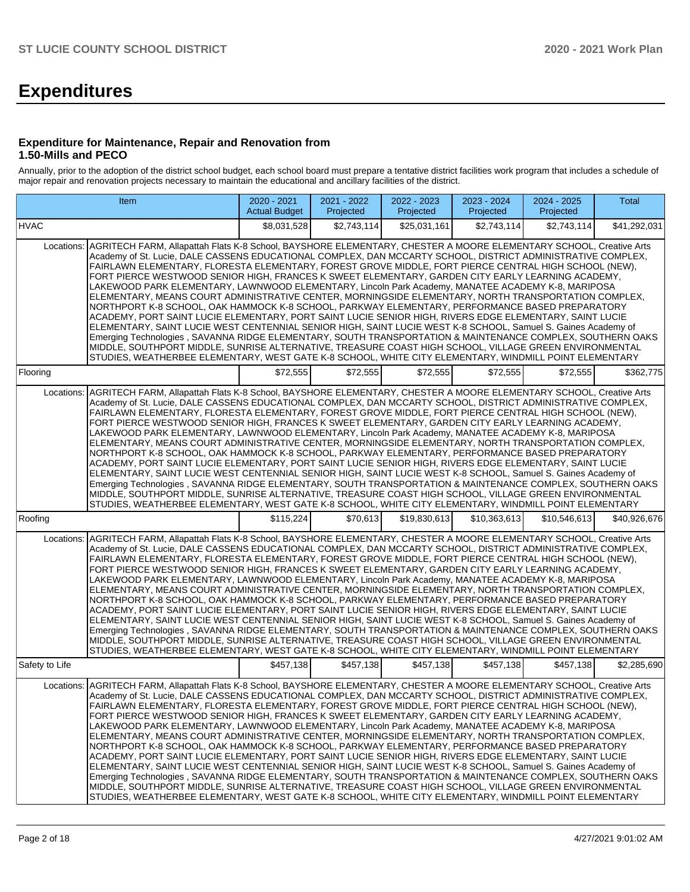# Expenditures

### Expenditure for Maintenance, Repair and Renovation from 1.50-Mills and PECO

Annually, prior to the adoption of the district school budget, each school board must prepare a tentative district facilities work program that includes a schedule of major repair and renovation projects necessary to maintain the educational and ancillary facilities of the district.

| Item | | 2020 - 2021 Actual Budget | 2021 - 2022 Projected | 2022 - 2023 Projected | 2023 - 2024 Projected | 2024 - 2025 Projected | Total |
|---|---|---|---|---|---|---|---|
| HVAC | | $8,031,528 | $2,743,114 | $25,031,161 | $2,743,114 | $2,743,114 | $41,292,031 |
| Locations: | AGRITECH FARM, Allapattah Flats K-8 School, BAYSHORE ELEMENTARY, CHESTER A MOORE ELEMENTARY SCHOOL, Creative Arts Academy of St. Lucie, DALE CASSENS EDUCATIONAL COMPLEX, DAN MCCARTY SCHOOL, DISTRICT ADMINISTRATIVE COMPLEX, FAIRLAWN ELEMENTARY, FLORESTA ELEMENTARY, FOREST GROVE MIDDLE, FORT PIERCE CENTRAL HIGH SCHOOL (NEW), FORT PIERCE WESTWOOD SENIOR HIGH, FRANCES K SWEET ELEMENTARY, GARDEN CITY EARLY LEARNING ACADEMY, LAKEWOOD PARK ELEMENTARY, LAWNWOOD ELEMENTARY, Lincoln Park Academy, MANATEE ACADEMY K-8, MARIPOSA ELEMENTARY, MEANS COURT ADMINISTRATIVE CENTER, MORNINGSIDE ELEMENTARY, NORTH TRANSPORTATION COMPLEX, NORTHPORT K-8 SCHOOL, OAK HAMMOCK K-8 SCHOOL, PARKWAY ELEMENTARY, PERFORMANCE BASED PREPARATORY ACADEMY, PORT SAINT LUCIE ELEMENTARY, PORT SAINT LUCIE SENIOR HIGH, RIVERS EDGE ELEMENTARY, SAINT LUCIE ELEMENTARY, SAINT LUCIE WEST CENTENNIAL SENIOR HIGH, SAINT LUCIE WEST K-8 SCHOOL, Samuel S. Gaines Academy of Emerging Technologies , SAVANNA RIDGE ELEMENTARY, SOUTH TRANSPORTATION & MAINTENANCE COMPLEX, SOUTHERN OAKS MIDDLE, SOUTHPORT MIDDLE, SUNRISE ALTERNATIVE, TREASURE COAST HIGH SCHOOL, VILLAGE GREEN ENVIRONMENTAL STUDIES, WEATHERBEE ELEMENTARY, WEST GATE K-8 SCHOOL, WHITE CITY ELEMENTARY, WINDMILL POINT ELEMENTARY | | | | | | |
| Flooring | | $72,555 | $72,555 | $72,555 | $72,555 | $72,555 | $362,775 |
| Locations: | AGRITECH FARM, Allapattah Flats K-8 School, BAYSHORE ELEMENTARY, CHESTER A MOORE ELEMENTARY SCHOOL, Creative Arts Academy of St. Lucie, DALE CASSENS EDUCATIONAL COMPLEX, DAN MCCARTY SCHOOL, DISTRICT ADMINISTRATIVE COMPLEX, FAIRLAWN ELEMENTARY, FLORESTA ELEMENTARY, FOREST GROVE MIDDLE, FORT PIERCE CENTRAL HIGH SCHOOL (NEW), FORT PIERCE WESTWOOD SENIOR HIGH, FRANCES K SWEET ELEMENTARY, GARDEN CITY EARLY LEARNING ACADEMY, LAKEWOOD PARK ELEMENTARY, LAWNWOOD ELEMENTARY, Lincoln Park Academy, MANATEE ACADEMY K-8, MARIPOSA ELEMENTARY, MEANS COURT ADMINISTRATIVE CENTER, MORNINGSIDE ELEMENTARY, NORTH TRANSPORTATION COMPLEX, NORTHPORT K-8 SCHOOL, OAK HAMMOCK K-8 SCHOOL, PARKWAY ELEMENTARY, PERFORMANCE BASED PREPARATORY ACADEMY, PORT SAINT LUCIE ELEMENTARY, PORT SAINT LUCIE SENIOR HIGH, RIVERS EDGE ELEMENTARY, SAINT LUCIE ELEMENTARY, SAINT LUCIE WEST CENTENNIAL SENIOR HIGH, SAINT LUCIE WEST K-8 SCHOOL, Samuel S. Gaines Academy of Emerging Technologies , SAVANNA RIDGE ELEMENTARY, SOUTH TRANSPORTATION & MAINTENANCE COMPLEX, SOUTHERN OAKS MIDDLE, SOUTHPORT MIDDLE, SUNRISE ALTERNATIVE, TREASURE COAST HIGH SCHOOL, VILLAGE GREEN ENVIRONMENTAL STUDIES, WEATHERBEE ELEMENTARY, WEST GATE K-8 SCHOOL, WHITE CITY ELEMENTARY, WINDMILL POINT ELEMENTARY | | | | | | |
| Roofing | | $115,224 | $70,613 | $19,830,613 | $10,363,613 | $10,546,613 | $40,926,676 |
| Locations: | AGRITECH FARM, Allapattah Flats K-8 School, BAYSHORE ELEMENTARY, CHESTER A MOORE ELEMENTARY SCHOOL, Creative Arts Academy of St. Lucie, DALE CASSENS EDUCATIONAL COMPLEX, DAN MCCARTY SCHOOL, DISTRICT ADMINISTRATIVE COMPLEX, FAIRLAWN ELEMENTARY, FLORESTA ELEMENTARY, FOREST GROVE MIDDLE, FORT PIERCE CENTRAL HIGH SCHOOL (NEW), FORT PIERCE WESTWOOD SENIOR HIGH, FRANCES K SWEET ELEMENTARY, GARDEN CITY EARLY LEARNING ACADEMY, LAKEWOOD PARK ELEMENTARY, LAWNWOOD ELEMENTARY, Lincoln Park Academy, MANATEE ACADEMY K-8, MARIPOSA ELEMENTARY, MEANS COURT ADMINISTRATIVE CENTER, MORNINGSIDE ELEMENTARY, NORTH TRANSPORTATION COMPLEX, NORTHPORT K-8 SCHOOL, OAK HAMMOCK K-8 SCHOOL, PARKWAY ELEMENTARY, PERFORMANCE BASED PREPARATORY ACADEMY, PORT SAINT LUCIE ELEMENTARY, PORT SAINT LUCIE SENIOR HIGH, RIVERS EDGE ELEMENTARY, SAINT LUCIE ELEMENTARY, SAINT LUCIE WEST CENTENNIAL SENIOR HIGH, SAINT LUCIE WEST K-8 SCHOOL, Samuel S. Gaines Academy of Emerging Technologies , SAVANNA RIDGE ELEMENTARY, SOUTH TRANSPORTATION & MAINTENANCE COMPLEX, SOUTHERN OAKS MIDDLE, SOUTHPORT MIDDLE, SUNRISE ALTERNATIVE, TREASURE COAST HIGH SCHOOL, VILLAGE GREEN ENVIRONMENTAL STUDIES, WEATHERBEE ELEMENTARY, WEST GATE K-8 SCHOOL, WHITE CITY ELEMENTARY, WINDMILL POINT ELEMENTARY | | | | | | |
| Safety to Life | | $457,138 | $457,138 | $457,138 | $457,138 | $457,138 | $2,285,690 |
| Locations: | AGRITECH FARM, Allapattah Flats K-8 School, BAYSHORE ELEMENTARY, CHESTER A MOORE ELEMENTARY SCHOOL, Creative Arts Academy of St. Lucie, DALE CASSENS EDUCATIONAL COMPLEX, DAN MCCARTY SCHOOL, DISTRICT ADMINISTRATIVE COMPLEX, FAIRLAWN ELEMENTARY, FLORESTA ELEMENTARY, FOREST GROVE MIDDLE, FORT PIERCE CENTRAL HIGH SCHOOL (NEW), FORT PIERCE WESTWOOD SENIOR HIGH, FRANCES K SWEET ELEMENTARY, GARDEN CITY EARLY LEARNING ACADEMY, LAKEWOOD PARK ELEMENTARY, LAWNWOOD ELEMENTARY, Lincoln Park Academy, MANATEE ACADEMY K-8, MARIPOSA ELEMENTARY, MEANS COURT ADMINISTRATIVE CENTER, MORNINGSIDE ELEMENTARY, NORTH TRANSPORTATION COMPLEX, NORTHPORT K-8 SCHOOL, OAK HAMMOCK K-8 SCHOOL, PARKWAY ELEMENTARY, PERFORMANCE BASED PREPARATORY ACADEMY, PORT SAINT LUCIE ELEMENTARY, PORT SAINT LUCIE SENIOR HIGH, RIVERS EDGE ELEMENTARY, SAINT LUCIE ELEMENTARY, SAINT LUCIE WEST CENTENNIAL SENIOR HIGH, SAINT LUCIE WEST K-8 SCHOOL, Samuel S. Gaines Academy of Emerging Technologies , SAVANNA RIDGE ELEMENTARY, SOUTH TRANSPORTATION & MAINTENANCE COMPLEX, SOUTHERN OAKS MIDDLE, SOUTHPORT MIDDLE, SUNRISE ALTERNATIVE, TREASURE COAST HIGH SCHOOL, VILLAGE GREEN ENVIRONMENTAL STUDIES, WEATHERBEE ELEMENTARY, WEST GATE K-8 SCHOOL, WHITE CITY ELEMENTARY, WINDMILL POINT ELEMENTARY | | | | | | |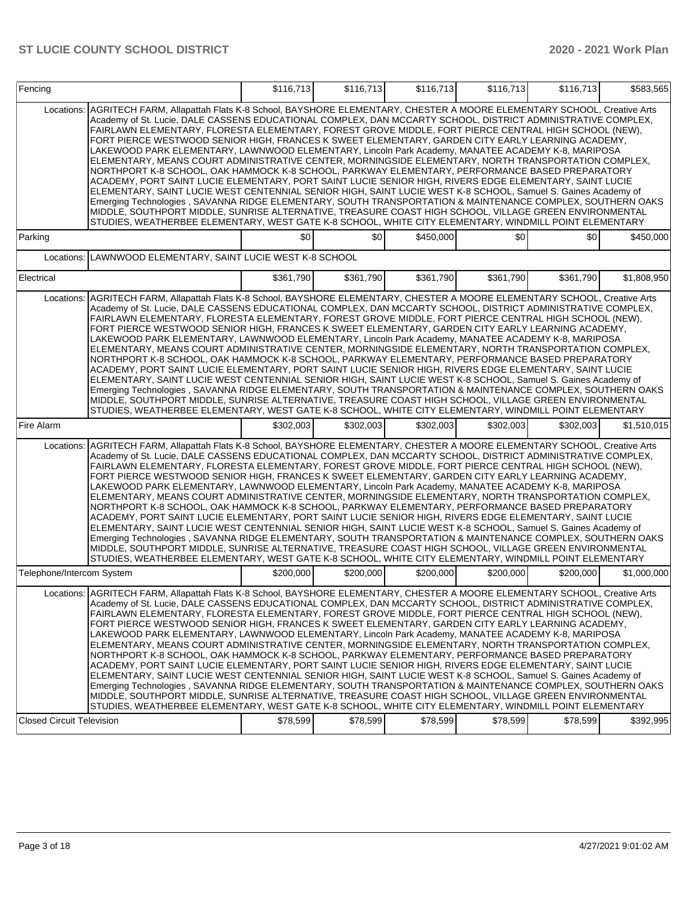| Item | | | | | | | Total |
|---|---|---|---|---|---|---|---|
| Fencing | | $116,713 | $116,713 | $116,713 | $116,713 | $116,713 | $583,565 |
| Locations: | AGRITECH FARM, Allapattah Flats K-8 School, BAYSHORE ELEMENTARY, CHESTER A MOORE ELEMENTARY SCHOOL, Creative Arts Academy of St. Lucie, DALE CASSENS EDUCATIONAL COMPLEX, DAN MCCARTY SCHOOL, DISTRICT ADMINISTRATIVE COMPLEX, FAIRLAWN ELEMENTARY, FLORESTA ELEMENTARY, FOREST GROVE MIDDLE, FORT PIERCE CENTRAL HIGH SCHOOL (NEW), FORT PIERCE WESTWOOD SENIOR HIGH, FRANCES K SWEET ELEMENTARY, GARDEN CITY EARLY LEARNING ACADEMY, LAKEWOOD PARK ELEMENTARY, LAWNWOOD ELEMENTARY, Lincoln Park Academy, MANATEE ACADEMY K-8, MARIPOSA ELEMENTARY, MEANS COURT ADMINISTRATIVE CENTER, MORNINGSIDE ELEMENTARY, NORTH TRANSPORTATION COMPLEX, NORTHPORT K-8 SCHOOL, OAK HAMMOCK K-8 SCHOOL, PARKWAY ELEMENTARY, PERFORMANCE BASED PREPARATORY ACADEMY, PORT SAINT LUCIE ELEMENTARY, PORT SAINT LUCIE SENIOR HIGH, RIVERS EDGE ELEMENTARY, SAINT LUCIE ELEMENTARY, SAINT LUCIE WEST CENTENNIAL SENIOR HIGH, SAINT LUCIE WEST K-8 SCHOOL, Samuel S. Gaines Academy of Emerging Technologies , SAVANNA RIDGE ELEMENTARY, SOUTH TRANSPORTATION & MAINTENANCE COMPLEX, SOUTHERN OAKS MIDDLE, SOUTHPORT MIDDLE, SUNRISE ALTERNATIVE, TREASURE COAST HIGH SCHOOL, VILLAGE GREEN ENVIRONMENTAL STUDIES, WEATHERBEE ELEMENTARY, WEST GATE K-8 SCHOOL, WHITE CITY ELEMENTARY, WINDMILL POINT ELEMENTARY | | | | | | |
| Parking | | $0 | $0 | $450,000 | $0 | $0 | $450,000 |
| Locations: | LAWNWOOD ELEMENTARY, SAINT LUCIE WEST K-8 SCHOOL | | | | | | |
| Electrical | | $361,790 | $361,790 | $361,790 | $361,790 | $361,790 | $1,808,950 |
| Locations: | AGRITECH FARM, Allapattah Flats K-8 School, BAYSHORE ELEMENTARY, CHESTER A MOORE ELEMENTARY SCHOOL, Creative Arts Academy of St. Lucie, DALE CASSENS EDUCATIONAL COMPLEX, DAN MCCARTY SCHOOL, DISTRICT ADMINISTRATIVE COMPLEX, FAIRLAWN ELEMENTARY, FLORESTA ELEMENTARY, FOREST GROVE MIDDLE, FORT PIERCE CENTRAL HIGH SCHOOL (NEW), FORT PIERCE WESTWOOD SENIOR HIGH, FRANCES K SWEET ELEMENTARY, GARDEN CITY EARLY LEARNING ACADEMY, LAKEWOOD PARK ELEMENTARY, LAWNWOOD ELEMENTARY, Lincoln Park Academy, MANATEE ACADEMY K-8, MARIPOSA ELEMENTARY, MEANS COURT ADMINISTRATIVE CENTER, MORNINGSIDE ELEMENTARY, NORTH TRANSPORTATION COMPLEX, NORTHPORT K-8 SCHOOL, OAK HAMMOCK K-8 SCHOOL, PARKWAY ELEMENTARY, PERFORMANCE BASED PREPARATORY ACADEMY, PORT SAINT LUCIE ELEMENTARY, PORT SAINT LUCIE SENIOR HIGH, RIVERS EDGE ELEMENTARY, SAINT LUCIE ELEMENTARY, SAINT LUCIE WEST CENTENNIAL SENIOR HIGH, SAINT LUCIE WEST K-8 SCHOOL, Samuel S. Gaines Academy of Emerging Technologies , SAVANNA RIDGE ELEMENTARY, SOUTH TRANSPORTATION & MAINTENANCE COMPLEX, SOUTHERN OAKS MIDDLE, SOUTHPORT MIDDLE, SUNRISE ALTERNATIVE, TREASURE COAST HIGH SCHOOL, VILLAGE GREEN ENVIRONMENTAL STUDIES, WEATHERBEE ELEMENTARY, WEST GATE K-8 SCHOOL, WHITE CITY ELEMENTARY, WINDMILL POINT ELEMENTARY | | | | | | |
| Fire Alarm | | $302,003 | $302,003 | $302,003 | $302,003 | $302,003 | $1,510,015 |
| Locations: | AGRITECH FARM, Allapattah Flats K-8 School, BAYSHORE ELEMENTARY, CHESTER A MOORE ELEMENTARY SCHOOL, Creative Arts Academy of St. Lucie, DALE CASSENS EDUCATIONAL COMPLEX, DAN MCCARTY SCHOOL, DISTRICT ADMINISTRATIVE COMPLEX, FAIRLAWN ELEMENTARY, FLORESTA ELEMENTARY, FOREST GROVE MIDDLE, FORT PIERCE CENTRAL HIGH SCHOOL (NEW), FORT PIERCE WESTWOOD SENIOR HIGH, FRANCES K SWEET ELEMENTARY, GARDEN CITY EARLY LEARNING ACADEMY, LAKEWOOD PARK ELEMENTARY, LAWNWOOD ELEMENTARY, Lincoln Park Academy, MANATEE ACADEMY K-8, MARIPOSA ELEMENTARY, MEANS COURT ADMINISTRATIVE CENTER, MORNINGSIDE ELEMENTARY, NORTH TRANSPORTATION COMPLEX, NORTHPORT K-8 SCHOOL, OAK HAMMOCK K-8 SCHOOL, PARKWAY ELEMENTARY, PERFORMANCE BASED PREPARATORY ACADEMY, PORT SAINT LUCIE ELEMENTARY, PORT SAINT LUCIE SENIOR HIGH, RIVERS EDGE ELEMENTARY, SAINT LUCIE ELEMENTARY, SAINT LUCIE WEST CENTENNIAL SENIOR HIGH, SAINT LUCIE WEST K-8 SCHOOL, Samuel S. Gaines Academy of Emerging Technologies , SAVANNA RIDGE ELEMENTARY, SOUTH TRANSPORTATION & MAINTENANCE COMPLEX, SOUTHERN OAKS MIDDLE, SOUTHPORT MIDDLE, SUNRISE ALTERNATIVE, TREASURE COAST HIGH SCHOOL, VILLAGE GREEN ENVIRONMENTAL STUDIES, WEATHERBEE ELEMENTARY, WEST GATE K-8 SCHOOL, WHITE CITY ELEMENTARY, WINDMILL POINT ELEMENTARY | | | | | | |
| Telephone/Intercom System | | $200,000 | $200,000 | $200,000 | $200,000 | $200,000 | $1,000,000 |
| Locations: | AGRITECH FARM, Allapattah Flats K-8 School, BAYSHORE ELEMENTARY, CHESTER A MOORE ELEMENTARY SCHOOL, Creative Arts Academy of St. Lucie, DALE CASSENS EDUCATIONAL COMPLEX, DAN MCCARTY SCHOOL, DISTRICT ADMINISTRATIVE COMPLEX, FAIRLAWN ELEMENTARY, FLORESTA ELEMENTARY, FOREST GROVE MIDDLE, FORT PIERCE CENTRAL HIGH SCHOOL (NEW), FORT PIERCE WESTWOOD SENIOR HIGH, FRANCES K SWEET ELEMENTARY, GARDEN CITY EARLY LEARNING ACADEMY, LAKEWOOD PARK ELEMENTARY, LAWNWOOD ELEMENTARY, Lincoln Park Academy, MANATEE ACADEMY K-8, MARIPOSA ELEMENTARY, MEANS COURT ADMINISTRATIVE CENTER, MORNINGSIDE ELEMENTARY, NORTH TRANSPORTATION COMPLEX, NORTHPORT K-8 SCHOOL, OAK HAMMOCK K-8 SCHOOL, PARKWAY ELEMENTARY, PERFORMANCE BASED PREPARATORY ACADEMY, PORT SAINT LUCIE ELEMENTARY, PORT SAINT LUCIE SENIOR HIGH, RIVERS EDGE ELEMENTARY, SAINT LUCIE ELEMENTARY, SAINT LUCIE WEST CENTENNIAL SENIOR HIGH, SAINT LUCIE WEST K-8 SCHOOL, Samuel S. Gaines Academy of Emerging Technologies , SAVANNA RIDGE ELEMENTARY, SOUTH TRANSPORTATION & MAINTENANCE COMPLEX, SOUTHERN OAKS MIDDLE, SOUTHPORT MIDDLE, SUNRISE ALTERNATIVE, TREASURE COAST HIGH SCHOOL, VILLAGE GREEN ENVIRONMENTAL STUDIES, WEATHERBEE ELEMENTARY, WEST GATE K-8 SCHOOL, WHITE CITY ELEMENTARY, WINDMILL POINT ELEMENTARY | | | | | | |
| Closed Circuit Television | | $78,599 | $78,599 | $78,599 | $78,599 | $78,599 | $392,995 |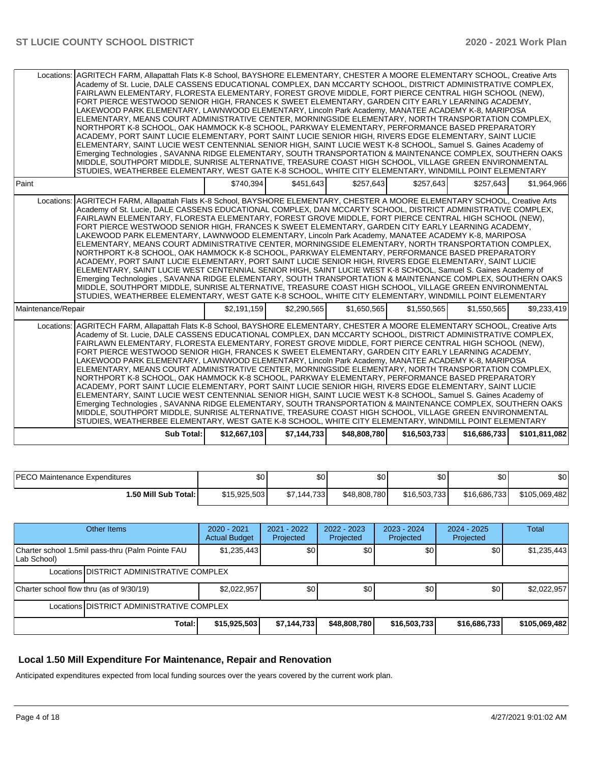| | | | | | | |
|---|---|---|---|---|---|---|
| Locations: | AGRITECH FARM, Allapattah Flats K-8 School, BAYSHORE ELEMENTARY, CHESTER A MOORE ELEMENTARY SCHOOL, Creative Arts Academy of St. Lucie, DALE CASSENS EDUCATIONAL COMPLEX, DAN MCCARTY SCHOOL, DISTRICT ADMINISTRATIVE COMPLEX, FAIRLAWN ELEMENTARY, FLORESTA ELEMENTARY, FOREST GROVE MIDDLE, FORT PIERCE CENTRAL HIGH SCHOOL (NEW), FORT PIERCE WESTWOOD SENIOR HIGH, FRANCES K SWEET ELEMENTARY, GARDEN CITY EARLY LEARNING ACADEMY, LAKEWOOD PARK ELEMENTARY, LAWNWOOD ELEMENTARY, Lincoln Park Academy, MANATEE ACADEMY K-8, MARIPOSA ELEMENTARY, MEANS COURT ADMINISTRATIVE CENTER, MORNINGSIDE ELEMENTARY, NORTH TRANSPORTATION COMPLEX, NORTHPORT K-8 SCHOOL, OAK HAMMOCK K-8 SCHOOL, PARKWAY ELEMENTARY, PERFORMANCE BASED PREPARATORY ACADEMY, PORT SAINT LUCIE ELEMENTARY, PORT SAINT LUCIE SENIOR HIGH, RIVERS EDGE ELEMENTARY, SAINT LUCIE ELEMENTARY, SAINT LUCIE WEST CENTENNIAL SENIOR HIGH, SAINT LUCIE WEST K-8 SCHOOL, Samuel S. Gaines Academy of Emerging Technologies , SAVANNA RIDGE ELEMENTARY, SOUTH TRANSPORTATION & MAINTENANCE COMPLEX, SOUTHERN OAKS MIDDLE, SOUTHPORT MIDDLE, SUNRISE ALTERNATIVE, TREASURE COAST HIGH SCHOOL, VILLAGE GREEN ENVIRONMENTAL STUDIES, WEATHERBEE ELEMENTARY, WEST GATE K-8 SCHOOL, WHITE CITY ELEMENTARY, WINDMILL POINT ELEMENTARY | | | | | |
| Paint | | $740,394 | $451,643 | $257,643 | $257,643 | $257,643 | $1,964,966 |
| Locations: | AGRITECH FARM, Allapattah Flats K-8 School, BAYSHORE ELEMENTARY, CHESTER A MOORE ELEMENTARY SCHOOL, Creative Arts Academy of St. Lucie, DALE CASSENS EDUCATIONAL COMPLEX, DAN MCCARTY SCHOOL, DISTRICT ADMINISTRATIVE COMPLEX, FAIRLAWN ELEMENTARY, FLORESTA ELEMENTARY, FOREST GROVE MIDDLE, FORT PIERCE CENTRAL HIGH SCHOOL (NEW), FORT PIERCE WESTWOOD SENIOR HIGH, FRANCES K SWEET ELEMENTARY, GARDEN CITY EARLY LEARNING ACADEMY, LAKEWOOD PARK ELEMENTARY, LAWNWOOD ELEMENTARY, Lincoln Park Academy, MANATEE ACADEMY K-8, MARIPOSA ELEMENTARY, MEANS COURT ADMINISTRATIVE CENTER, MORNINGSIDE ELEMENTARY, NORTH TRANSPORTATION COMPLEX, NORTHPORT K-8 SCHOOL, OAK HAMMOCK K-8 SCHOOL, PARKWAY ELEMENTARY, PERFORMANCE BASED PREPARATORY ACADEMY, PORT SAINT LUCIE ELEMENTARY, PORT SAINT LUCIE SENIOR HIGH, RIVERS EDGE ELEMENTARY, SAINT LUCIE ELEMENTARY, SAINT LUCIE WEST CENTENNIAL SENIOR HIGH, SAINT LUCIE WEST K-8 SCHOOL, Samuel S. Gaines Academy of Emerging Technologies , SAVANNA RIDGE ELEMENTARY, SOUTH TRANSPORTATION & MAINTENANCE COMPLEX, SOUTHERN OAKS MIDDLE, SOUTHPORT MIDDLE, SUNRISE ALTERNATIVE, TREASURE COAST HIGH SCHOOL, VILLAGE GREEN ENVIRONMENTAL STUDIES, WEATHERBEE ELEMENTARY, WEST GATE K-8 SCHOOL, WHITE CITY ELEMENTARY, WINDMILL POINT ELEMENTARY | | | | | |
| Maintenance/Repair | | $2,191,159 | $2,290,565 | $1,650,565 | $1,550,565 | $1,550,565 | $9,233,419 |
| Locations: | AGRITECH FARM, Allapattah Flats K-8 School, BAYSHORE ELEMENTARY, CHESTER A MOORE ELEMENTARY SCHOOL, Creative Arts Academy of St. Lucie, DALE CASSENS EDUCATIONAL COMPLEX, DAN MCCARTY SCHOOL, DISTRICT ADMINISTRATIVE COMPLEX, FAIRLAWN ELEMENTARY, FLORESTA ELEMENTARY, FOREST GROVE MIDDLE, FORT PIERCE CENTRAL HIGH SCHOOL (NEW), FORT PIERCE WESTWOOD SENIOR HIGH, FRANCES K SWEET ELEMENTARY, GARDEN CITY EARLY LEARNING ACADEMY, LAKEWOOD PARK ELEMENTARY, LAWNWOOD ELEMENTARY, Lincoln Park Academy, MANATEE ACADEMY K-8, MARIPOSA ELEMENTARY, MEANS COURT ADMINISTRATIVE CENTER, MORNINGSIDE ELEMENTARY, NORTH TRANSPORTATION COMPLEX, NORTHPORT K-8 SCHOOL, OAK HAMMOCK K-8 SCHOOL, PARKWAY ELEMENTARY, PERFORMANCE BASED PREPARATORY ACADEMY, PORT SAINT LUCIE ELEMENTARY, PORT SAINT LUCIE SENIOR HIGH, RIVERS EDGE ELEMENTARY, SAINT LUCIE ELEMENTARY, SAINT LUCIE WEST CENTENNIAL SENIOR HIGH, SAINT LUCIE WEST K-8 SCHOOL, Samuel S. Gaines Academy of Emerging Technologies , SAVANNA RIDGE ELEMENTARY, SOUTH TRANSPORTATION & MAINTENANCE COMPLEX, SOUTHERN OAKS MIDDLE, SOUTHPORT MIDDLE, SUNRISE ALTERNATIVE, TREASURE COAST HIGH SCHOOL, VILLAGE GREEN ENVIRONMENTAL STUDIES, WEATHERBEE ELEMENTARY, WEST GATE K-8 SCHOOL, WHITE CITY ELEMENTARY, WINDMILL POINT ELEMENTARY | | | | | |
| | **Sub Total:** | **$12,667,103** | **$7,144,733** | **$48,808,780** | **$16,503,733** | **$16,686,733** | **$101,811,082** |

| | | | | | | |
|---|---|---|---|---|---|---|
| PECO Maintenance Expenditures | $0 | $0 | $0 | $0 | $0 | $0 |
| **1.50 Mill Sub Total:** | $15,925,503 | $7,144,733 | $48,808,780 | $16,503,733 | $16,686,733 | $105,069,482 |

| Other Items | | 2020 - 2021 Actual Budget | 2021 - 2022 Projected | 2022 - 2023 Projected | 2023 - 2024 Projected | 2024 - 2025 Projected | Total |
|---|---|---|---|---|---|---|---|
| Charter school 1.5mil pass-thru (Palm Pointe FAU Lab School) | | $1,235,443 | $0 | $0 | $0 | $0 | $1,235,443 |
| Locations | DISTRICT ADMINISTRATIVE COMPLEX | | | | | | |
| Charter school flow thru (as of 9/30/19) | | $2,022,957 | $0 | $0 | $0 | $0 | $2,022,957 |
| Locations | DISTRICT ADMINISTRATIVE COMPLEX | | | | | | |
| | **Total:** | **$15,925,503** | **$7,144,733** | **$48,808,780** | **$16,503,733** | **$16,686,733** | **$105,069,482** |

## Local 1.50 Mill Expenditure For Maintenance, Repair and Renovation

Anticipated expenditures expected from local funding sources over the years covered by the current work plan.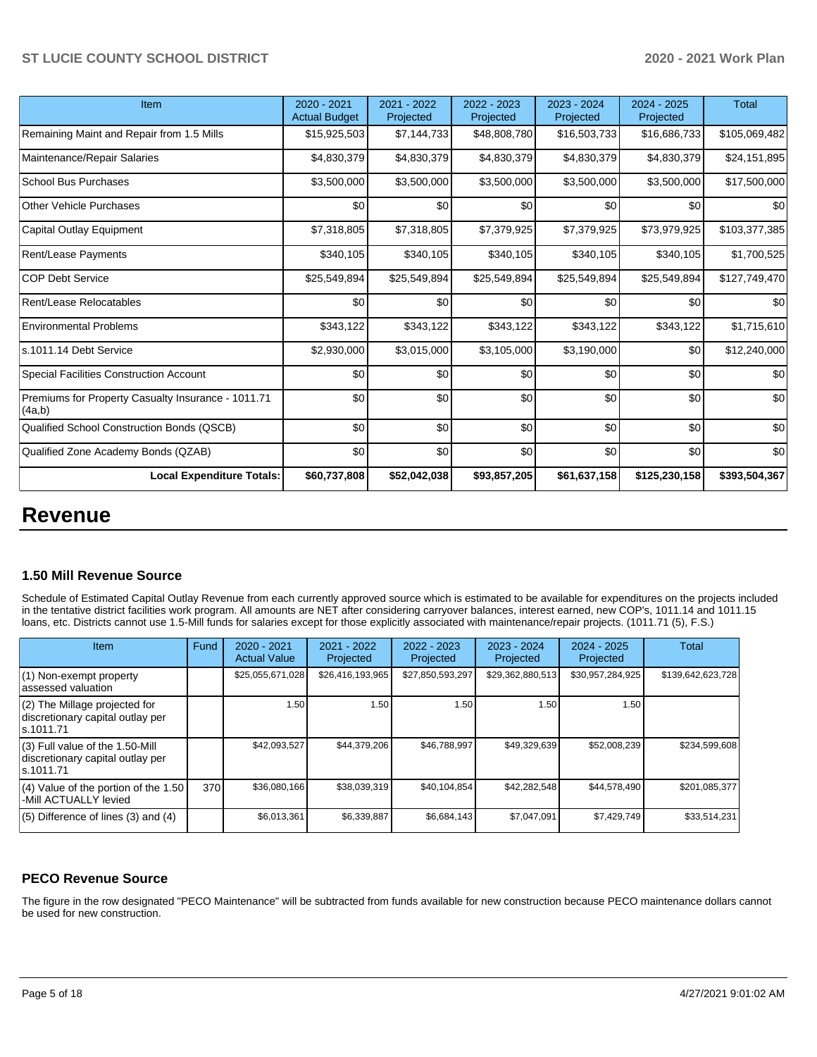| Item | 2020 - 2021 Actual Budget | 2021 - 2022 Projected | 2022 - 2023 Projected | 2023 - 2024 Projected | 2024 - 2025 Projected | Total |
|---|---|---|---|---|---|---|
| Remaining Maint and Repair from 1.5 Mills | $15,925,503 | $7,144,733 | $48,808,780 | $16,503,733 | $16,686,733 | $105,069,482 |
| Maintenance/Repair Salaries | $4,830,379 | $4,830,379 | $4,830,379 | $4,830,379 | $4,830,379 | $24,151,895 |
| School Bus Purchases | $3,500,000 | $3,500,000 | $3,500,000 | $3,500,000 | $3,500,000 | $17,500,000 |
| Other Vehicle Purchases | $0 | $0 | $0 | $0 | $0 | $0 |
| Capital Outlay Equipment | $7,318,805 | $7,318,805 | $7,379,925 | $7,379,925 | $73,979,925 | $103,377,385 |
| Rent/Lease Payments | $340,105 | $340,105 | $340,105 | $340,105 | $340,105 | $1,700,525 |
| COP Debt Service | $25,549,894 | $25,549,894 | $25,549,894 | $25,549,894 | $25,549,894 | $127,749,470 |
| Rent/Lease Relocatables | $0 | $0 | $0 | $0 | $0 | $0 |
| Environmental Problems | $343,122 | $343,122 | $343,122 | $343,122 | $343,122 | $1,715,610 |
| s.1011.14 Debt Service | $2,930,000 | $3,015,000 | $3,105,000 | $3,190,000 | $0 | $12,240,000 |
| Special Facilities Construction Account | $0 | $0 | $0 | $0 | $0 | $0 |
| Premiums for Property Casualty Insurance - 1011.71 (4a,b) | $0 | $0 | $0 | $0 | $0 | $0 |
| Qualified School Construction Bonds (QSCB) | $0 | $0 | $0 | $0 | $0 | $0 |
| Qualified Zone Academy Bonds (QZAB) | $0 | $0 | $0 | $0 | $0 | $0 |
| **Local Expenditure Totals:** | **$60,737,808** | **$52,042,038** | **$93,857,205** | **$61,637,158** | **$125,230,158** | **$393,504,367** |

# Revenue

### 1.50 Mill Revenue Source

Schedule of Estimated Capital Outlay Revenue from each currently approved source which is estimated to be available for expenditures on the projects included in the tentative district facilities work program. All amounts are NET after considering carryover balances, interest earned, new COP's, 1011.14 and 1011.15 loans, etc. Districts cannot use 1.5-Mill funds for salaries except for those explicitly associated with maintenance/repair projects. (1011.71 (5), F.S.)

| Item | Fund | 2020 - 2021 Actual Value | 2021 - 2022 Projected | 2022 - 2023 Projected | 2023 - 2024 Projected | 2024 - 2025 Projected | Total |
|---|---|---|---|---|---|---|---|
| (1) Non-exempt property assessed valuation | | $25,055,671,028 | $26,416,193,965 | $27,850,593,297 | $29,362,880,513 | $30,957,284,925 | $139,642,623,728 |
| (2) The Millage projected for discretionary capital outlay per s.1011.71 | | 1.50 | 1.50 | 1.50 | 1.50 | 1.50 | |
| (3) Full value of the 1.50-Mill discretionary capital outlay per s.1011.71 | | $42,093,527 | $44,379,206 | $46,788,997 | $49,329,639 | $52,008,239 | $234,599,608 |
| (4) Value of the portion of the 1.50 -Mill ACTUALLY levied | 370 | $36,080,166 | $38,039,319 | $40,104,854 | $42,282,548 | $44,578,490 | $201,085,377 |
| (5) Difference of lines (3) and (4) | | $6,013,361 | $6,339,887 | $6,684,143 | $7,047,091 | $7,429,749 | $33,514,231 |

### PECO Revenue Source

The figure in the row designated "PECO Maintenance" will be subtracted from funds available for new construction because PECO maintenance dollars cannot be used for new construction.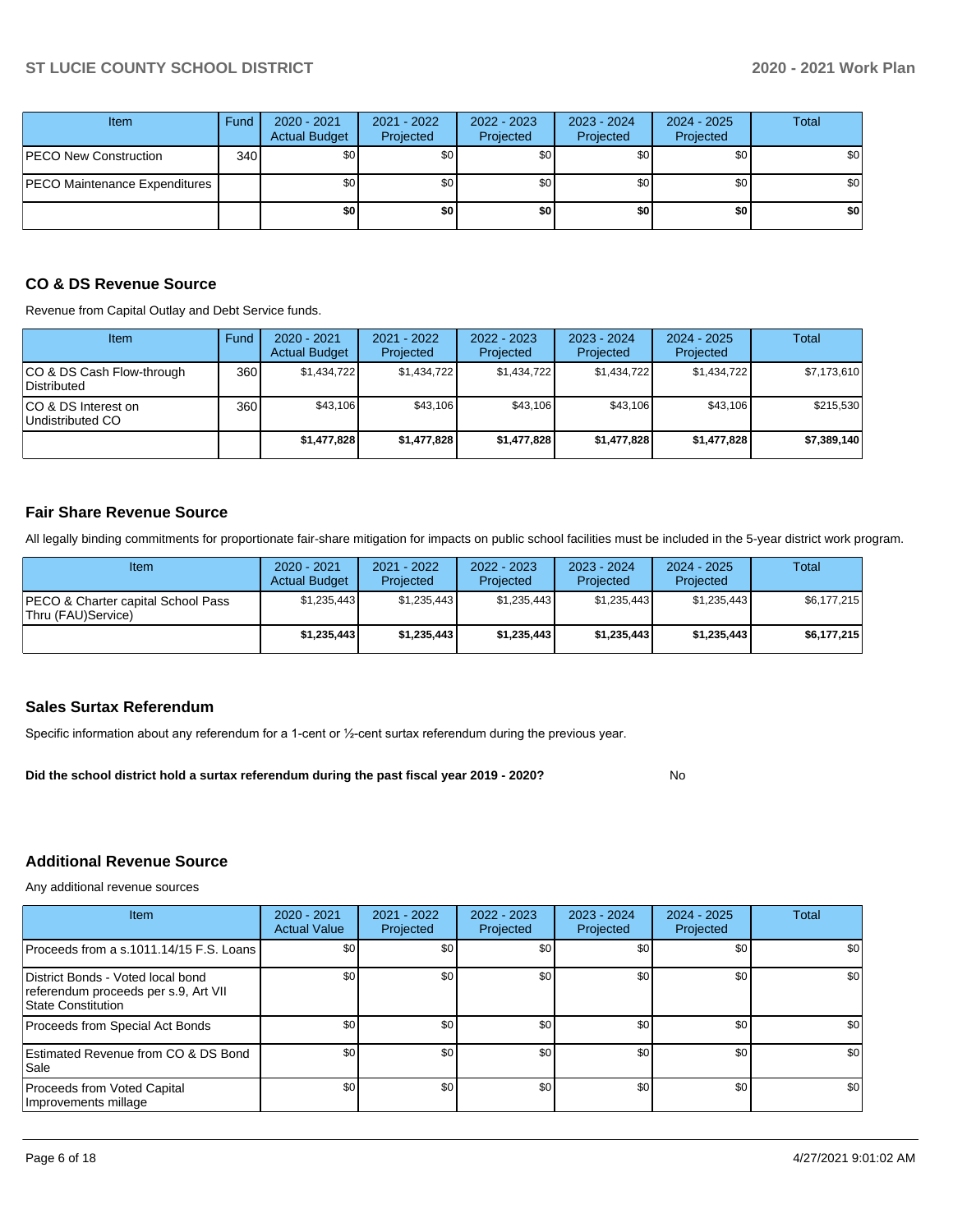| Item | Fund | 2020 - 2021 Actual Budget | 2021 - 2022 Projected | 2022 - 2023 Projected | 2023 - 2024 Projected | 2024 - 2025 Projected | Total |
|---|---|---|---|---|---|---|---|
| PECO New Construction | 340 | $0 | $0 | $0 | $0 | $0 | $0 |
| PECO Maintenance Expenditures | | $0 | $0 | $0 | $0 | $0 | $0 |
| | | **$0** | **$0** | **$0** | **$0** | **$0** | **$0** |

## CO & DS Revenue Source

Revenue from Capital Outlay and Debt Service funds.

| Item | Fund | 2020 - 2021 Actual Budget | 2021 - 2022 Projected | 2022 - 2023 Projected | 2023 - 2024 Projected | 2024 - 2025 Projected | Total |
|---|---|---|---|---|---|---|---|
| CO & DS Cash Flow-through Distributed | 360 | $1,434,722 | $1,434,722 | $1,434,722 | $1,434,722 | $1,434,722 | $7,173,610 |
| CO & DS Interest on Undistributed CO | 360 | $43,106 | $43,106 | $43,106 | $43,106 | $43,106 | $215,530 |
| | | **$1,477,828** | **$1,477,828** | **$1,477,828** | **$1,477,828** | **$1,477,828** | **$7,389,140** |

## Fair Share Revenue Source

All legally binding commitments for proportionate fair-share mitigation for impacts on public school facilities must be included in the 5-year district work program.

| Item | 2020 - 2021 Actual Budget | 2021 - 2022 Projected | 2022 - 2023 Projected | 2023 - 2024 Projected | 2024 - 2025 Projected | Total |
|---|---|---|---|---|---|---|
| PECO & Charter capital School Pass Thru (FAU)Service) | $1,235,443 | $1,235,443 | $1,235,443 | $1,235,443 | $1,235,443 | $6,177,215 |
| | **$1,235,443** | **$1,235,443** | **$1,235,443** | **$1,235,443** | **$1,235,443** | **$6,177,215** |

## Sales Surtax Referendum

Specific information about any referendum for a 1-cent or ½-cent surtax referendum during the previous year.

**Did the school district hold a surtax referendum during the past fiscal year 2019 - 2020?** No

## Additional Revenue Source

Any additional revenue sources

| Item | 2020 - 2021 Actual Value | 2021 - 2022 Projected | 2022 - 2023 Projected | 2023 - 2024 Projected | 2024 - 2025 Projected | Total |
|---|---|---|---|---|---|---|
| Proceeds from a s.1011.14/15 F.S. Loans | $0 | $0 | $0 | $0 | $0 | $0 |
| District Bonds - Voted local bond referendum proceeds per s.9, Art VII State Constitution | $0 | $0 | $0 | $0 | $0 | $0 |
| Proceeds from Special Act Bonds | $0 | $0 | $0 | $0 | $0 | $0 |
| Estimated Revenue from CO & DS Bond Sale | $0 | $0 | $0 | $0 | $0 | $0 |
| Proceeds from Voted Capital Improvements millage | $0 | $0 | $0 | $0 | $0 | $0 |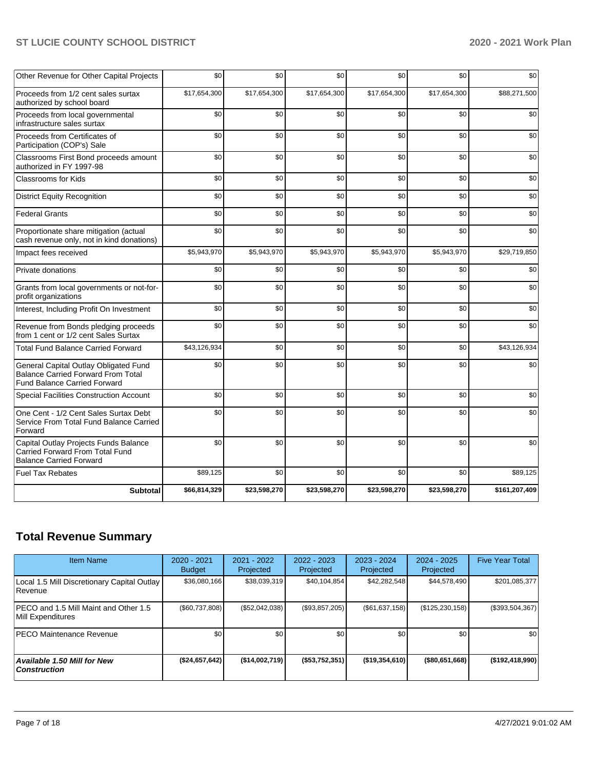| Other Revenue for Other Capital Projects | $0 | $0 | $0 | $0 | $0 | $0 |
|---|---|---|---|---|---|---|
| Proceeds from 1/2 cent sales surtax authorized by school board | $17,654,300 | $17,654,300 | $17,654,300 | $17,654,300 | $17,654,300 | $88,271,500 |
| Proceeds from local governmental infrastructure sales surtax | $0 | $0 | $0 | $0 | $0 | $0 |
| Proceeds from Certificates of Participation (COP's) Sale | $0 | $0 | $0 | $0 | $0 | $0 |
| Classrooms First Bond proceeds amount authorized in FY 1997-98 | $0 | $0 | $0 | $0 | $0 | $0 |
| Classrooms for Kids | $0 | $0 | $0 | $0 | $0 | $0 |
| District Equity Recognition | $0 | $0 | $0 | $0 | $0 | $0 |
| Federal Grants | $0 | $0 | $0 | $0 | $0 | $0 |
| Proportionate share mitigation (actual cash revenue only, not in kind donations) | $0 | $0 | $0 | $0 | $0 | $0 |
| Impact fees received | $5,943,970 | $5,943,970 | $5,943,970 | $5,943,970 | $5,943,970 | $29,719,850 |
| Private donations | $0 | $0 | $0 | $0 | $0 | $0 |
| Grants from local governments or not-for-profit organizations | $0 | $0 | $0 | $0 | $0 | $0 |
| Interest, Including Profit On Investment | $0 | $0 | $0 | $0 | $0 | $0 |
| Revenue from Bonds pledging proceeds from 1 cent or 1/2 cent Sales Surtax | $0 | $0 | $0 | $0 | $0 | $0 |
| Total Fund Balance Carried Forward | $43,126,934 | $0 | $0 | $0 | $0 | $43,126,934 |
| General Capital Outlay Obligated Fund Balance Carried Forward From Total Fund Balance Carried Forward | $0 | $0 | $0 | $0 | $0 | $0 |
| Special Facilities Construction Account | $0 | $0 | $0 | $0 | $0 | $0 |
| One Cent - 1/2 Cent Sales Surtax Debt Service From Total Fund Balance Carried Forward | $0 | $0 | $0 | $0 | $0 | $0 |
| Capital Outlay Projects Funds Balance Carried Forward From Total Fund Balance Carried Forward | $0 | $0 | $0 | $0 | $0 | $0 |
| Fuel Tax Rebates | $89,125 | $0 | $0 | $0 | $0 | $89,125 |
| **Subtotal** | **$66,814,329** | **$23,598,270** | **$23,598,270** | **$23,598,270** | **$23,598,270** | **$161,207,409** |

## Total Revenue Summary

| Item Name | 2020 - 2021 Budget | 2021 - 2022 Projected | 2022 - 2023 Projected | 2023 - 2024 Projected | 2024 - 2025 Projected | Five Year Total |
|---|---|---|---|---|---|---|
| Local 1.5 Mill Discretionary Capital Outlay Revenue | $36,080,166 | $38,039,319 | $40,104,854 | $42,282,548 | $44,578,490 | $201,085,377 |
| PECO and 1.5 Mill Maint and Other 1.5 Mill Expenditures | ($60,737,808) | ($52,042,038) | ($93,857,205) | ($61,637,158) | ($125,230,158) | ($393,504,367) |
| PECO Maintenance Revenue | $0 | $0 | $0 | $0 | $0 | $0 |
| ***Available 1.50 Mill for New Construction*** | **($24,657,642)** | **($14,002,719)** | **($53,752,351)** | **($19,354,610)** | **($80,651,668)** | **($192,418,990)** |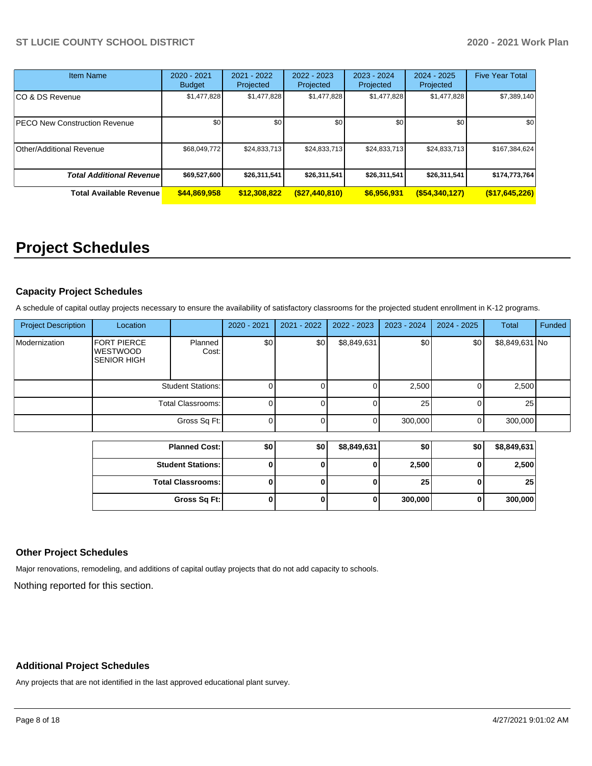| Item Name | 2020 - 2021 Budget | 2021 - 2022 Projected | 2022 - 2023 Projected | 2023 - 2024 Projected | 2024 - 2025 Projected | Five Year Total |
|---|---|---|---|---|---|---|
| CO & DS Revenue | $1,477,828 | $1,477,828 | $1,477,828 | $1,477,828 | $1,477,828 | $7,389,140 |
| PECO New Construction Revenue | $0 | $0 | $0 | $0 | $0 | $0 |
| Other/Additional Revenue | $68,049,772 | $24,833,713 | $24,833,713 | $24,833,713 | $24,833,713 | $167,384,624 |
| ***Total Additional Revenue*** | **$69,527,600** | **$26,311,541** | **$26,311,541** | **$26,311,541** | **$26,311,541** | **$174,773,764** |
| **Total Available Revenue** | **$44,869,958** | **$12,308,822** | **($27,440,810)** | **$6,956,931** | **($54,340,127)** | **($17,645,226)** |

# Project Schedules

### Capacity Project Schedules

A schedule of capital outlay projects necessary to ensure the availability of satisfactory classrooms for the projected student enrollment in K-12 programs.

| Project Description | Location | | 2020 - 2021 | 2021 - 2022 | 2022 - 2023 | 2023 - 2024 | 2024 - 2025 | Total | Funded |
|---|---|---|---|---|---|---|---|---|---|
| Modernization | FORT PIERCE WESTWOOD SENIOR HIGH | Planned Cost: | $0 | $0 | $8,849,631 | $0 | $0 | $8,849,631 | No |
| | | Student Stations: | 0 | 0 | 0 | 2,500 | 0 | 2,500 | |
| | | Total Classrooms: | 0 | 0 | 0 | 25 | 0 | 25 | |
| | | Gross Sq Ft: | 0 | 0 | 0 | 300,000 | 0 | 300,000 | |

| | 2020 - 2021 | 2021 - 2022 | 2022 - 2023 | 2023 - 2024 | 2024 - 2025 | Total |
|---|---|---|---|---|---|---|
| **Planned Cost:** | **$0** | **$0** | **$8,849,631** | **$0** | **$0** | **$8,849,631** |
| **Student Stations:** | **0** | **0** | **0** | **2,500** | **0** | **2,500** |
| **Total Classrooms:** | **0** | **0** | **0** | **25** | **0** | **25** |
| **Gross Sq Ft:** | **0** | **0** | **0** | **300,000** | **0** | **300,000** |

### Other Project Schedules

Major renovations, remodeling, and additions of capital outlay projects that do not add capacity to schools.

Nothing reported for this section.

### Additional Project Schedules

Any projects that are not identified in the last approved educational plant survey.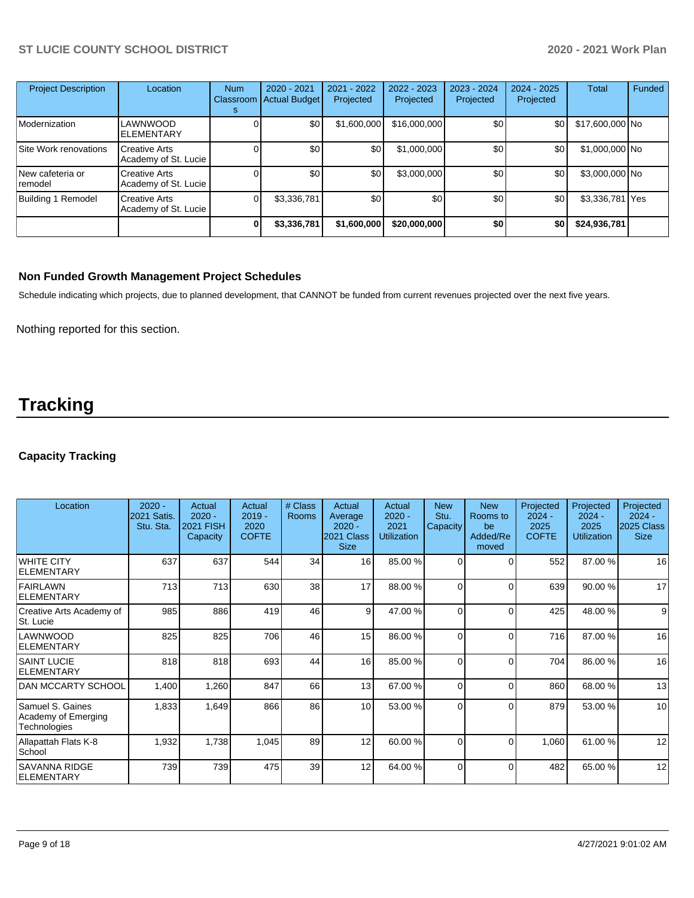| Project Description | Location | Num Classrooms | 2020 - 2021 Actual Budget | 2021 - 2022 Projected | 2022 - 2023 Projected | 2023 - 2024 Projected | 2024 - 2025 Projected | Total | Funded |
|---|---|---|---|---|---|---|---|---|---|
| Modernization | LAWNWOOD ELEMENTARY | 0 | $0 | $1,600,000 | $16,000,000 | $0 | $0 | $17,600,000 | No |
| Site Work renovations | Creative Arts Academy of St. Lucie | 0 | $0 | $0 | $1,000,000 | $0 | $0 | $1,000,000 | No |
| New cafeteria or remodel | Creative Arts Academy of St. Lucie | 0 | $0 | $0 | $3,000,000 | $0 | $0 | $3,000,000 | No |
| Building 1 Remodel | Creative Arts Academy of St. Lucie | 0 | $3,336,781 | $0 | $0 | $0 | $0 | $3,336,781 | Yes |
| | | **0** | **$3,336,781** | **$1,600,000** | **$20,000,000** | **$0** | **$0** | **$24,936,781** | |

### Non Funded Growth Management Project Schedules

Schedule indicating which projects, due to planned development, that CANNOT be funded from current revenues projected over the next five years.

Nothing reported for this section.

# Tracking

### Capacity Tracking

| Location | 2020 - 2021 Satis. Stu. Sta. | Actual 2020 - 2021 FISH Capacity | Actual 2019 - 2020 COFTE | # Class Rooms | Actual Average 2020 - 2021 Class Size | Actual 2020 - 2021 Utilization | New Stu. Capacity | New Rooms to be Added/Removed | Projected 2024 - 2025 COFTE | Projected 2024 - 2025 Utilization | Projected 2024 - 2025 Class Size |
|---|---|---|---|---|---|---|---|---|---|---|---|
| WHITE CITY ELEMENTARY | 637 | 637 | 544 | 34 | 16 | 85.00 % | 0 | 0 | 552 | 87.00 % | 16 |
| FAIRLAWN ELEMENTARY | 713 | 713 | 630 | 38 | 17 | 88.00 % | 0 | 0 | 639 | 90.00 % | 17 |
| Creative Arts Academy of St. Lucie | 985 | 886 | 419 | 46 | 9 | 47.00 % | 0 | 0 | 425 | 48.00 % | 9 |
| LAWNWOOD ELEMENTARY | 825 | 825 | 706 | 46 | 15 | 86.00 % | 0 | 0 | 716 | 87.00 % | 16 |
| SAINT LUCIE ELEMENTARY | 818 | 818 | 693 | 44 | 16 | 85.00 % | 0 | 0 | 704 | 86.00 % | 16 |
| DAN MCCARTY SCHOOL | 1,400 | 1,260 | 847 | 66 | 13 | 67.00 % | 0 | 0 | 860 | 68.00 % | 13 |
| Samuel S. Gaines Academy of Emerging Technologies | 1,833 | 1,649 | 866 | 86 | 10 | 53.00 % | 0 | 0 | 879 | 53.00 % | 10 |
| Allapattah Flats K-8 School | 1,932 | 1,738 | 1,045 | 89 | 12 | 60.00 % | 0 | 0 | 1,060 | 61.00 % | 12 |
| SAVANNA RIDGE ELEMENTARY | 739 | 739 | 475 | 39 | 12 | 64.00 % | 0 | 0 | 482 | 65.00 % | 12 |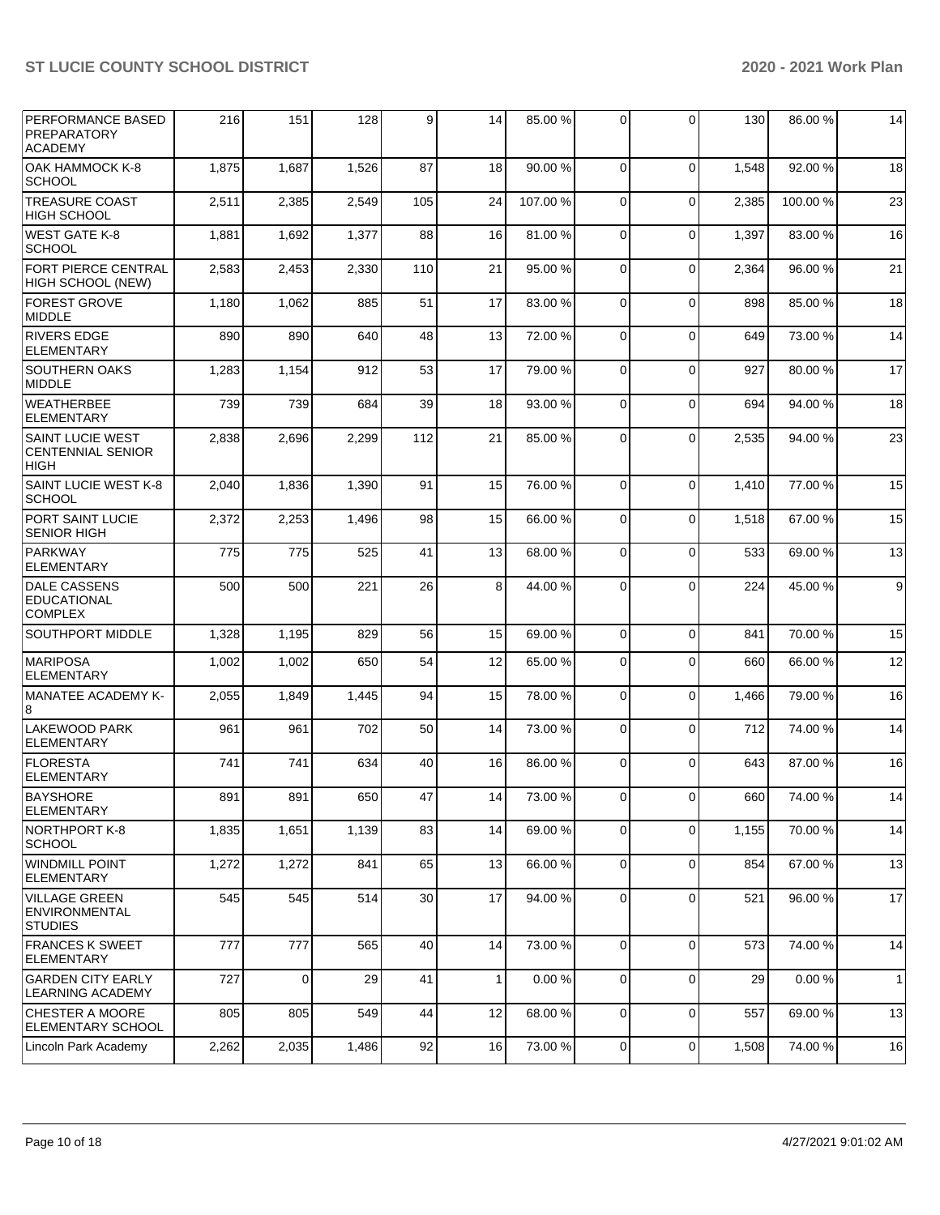| | | | | | | | | | | |
|---|---|---|---|---|---|---|---|---|---|---|
| PERFORMANCE BASED PREPARATORY ACADEMY | 216 | 151 | 128 | 9 | 14 | 85.00 % | 0 | 0 | 130 | 86.00 % | 14 |
| OAK HAMMOCK K-8 SCHOOL | 1,875 | 1,687 | 1,526 | 87 | 18 | 90.00 % | 0 | 0 | 1,548 | 92.00 % | 18 |
| TREASURE COAST HIGH SCHOOL | 2,511 | 2,385 | 2,549 | 105 | 24 | 107.00 % | 0 | 0 | 2,385 | 100.00 % | 23 |
| WEST GATE K-8 SCHOOL | 1,881 | 1,692 | 1,377 | 88 | 16 | 81.00 % | 0 | 0 | 1,397 | 83.00 % | 16 |
| FORT PIERCE CENTRAL HIGH SCHOOL (NEW) | 2,583 | 2,453 | 2,330 | 110 | 21 | 95.00 % | 0 | 0 | 2,364 | 96.00 % | 21 |
| FOREST GROVE MIDDLE | 1,180 | 1,062 | 885 | 51 | 17 | 83.00 % | 0 | 0 | 898 | 85.00 % | 18 |
| RIVERS EDGE ELEMENTARY | 890 | 890 | 640 | 48 | 13 | 72.00 % | 0 | 0 | 649 | 73.00 % | 14 |
| SOUTHERN OAKS MIDDLE | 1,283 | 1,154 | 912 | 53 | 17 | 79.00 % | 0 | 0 | 927 | 80.00 % | 17 |
| WEATHERBEE ELEMENTARY | 739 | 739 | 684 | 39 | 18 | 93.00 % | 0 | 0 | 694 | 94.00 % | 18 |
| SAINT LUCIE WEST CENTENNIAL SENIOR HIGH | 2,838 | 2,696 | 2,299 | 112 | 21 | 85.00 % | 0 | 0 | 2,535 | 94.00 % | 23 |
| SAINT LUCIE WEST K-8 SCHOOL | 2,040 | 1,836 | 1,390 | 91 | 15 | 76.00 % | 0 | 0 | 1,410 | 77.00 % | 15 |
| PORT SAINT LUCIE SENIOR HIGH | 2,372 | 2,253 | 1,496 | 98 | 15 | 66.00 % | 0 | 0 | 1,518 | 67.00 % | 15 |
| PARKWAY ELEMENTARY | 775 | 775 | 525 | 41 | 13 | 68.00 % | 0 | 0 | 533 | 69.00 % | 13 |
| DALE CASSENS EDUCATIONAL COMPLEX | 500 | 500 | 221 | 26 | 8 | 44.00 % | 0 | 0 | 224 | 45.00 % | 9 |
| SOUTHPORT MIDDLE | 1,328 | 1,195 | 829 | 56 | 15 | 69.00 % | 0 | 0 | 841 | 70.00 % | 15 |
| MARIPOSA ELEMENTARY | 1,002 | 1,002 | 650 | 54 | 12 | 65.00 % | 0 | 0 | 660 | 66.00 % | 12 |
| MANATEE ACADEMY K-8 | 2,055 | 1,849 | 1,445 | 94 | 15 | 78.00 % | 0 | 0 | 1,466 | 79.00 % | 16 |
| LAKEWOOD PARK ELEMENTARY | 961 | 961 | 702 | 50 | 14 | 73.00 % | 0 | 0 | 712 | 74.00 % | 14 |
| FLORESTA ELEMENTARY | 741 | 741 | 634 | 40 | 16 | 86.00 % | 0 | 0 | 643 | 87.00 % | 16 |
| BAYSHORE ELEMENTARY | 891 | 891 | 650 | 47 | 14 | 73.00 % | 0 | 0 | 660 | 74.00 % | 14 |
| NORTHPORT K-8 SCHOOL | 1,835 | 1,651 | 1,139 | 83 | 14 | 69.00 % | 0 | 0 | 1,155 | 70.00 % | 14 |
| WINDMILL POINT ELEMENTARY | 1,272 | 1,272 | 841 | 65 | 13 | 66.00 % | 0 | 0 | 854 | 67.00 % | 13 |
| VILLAGE GREEN ENVIRONMENTAL STUDIES | 545 | 545 | 514 | 30 | 17 | 94.00 % | 0 | 0 | 521 | 96.00 % | 17 |
| FRANCES K SWEET ELEMENTARY | 777 | 777 | 565 | 40 | 14 | 73.00 % | 0 | 0 | 573 | 74.00 % | 14 |
| GARDEN CITY EARLY LEARNING ACADEMY | 727 | 0 | 29 | 41 | 1 | 0.00 % | 0 | 0 | 29 | 0.00 % | 1 |
| CHESTER A MOORE ELEMENTARY SCHOOL | 805 | 805 | 549 | 44 | 12 | 68.00 % | 0 | 0 | 557 | 69.00 % | 13 |
| Lincoln Park Academy | 2,262 | 2,035 | 1,486 | 92 | 16 | 73.00 % | 0 | 0 | 1,508 | 74.00 % | 16 |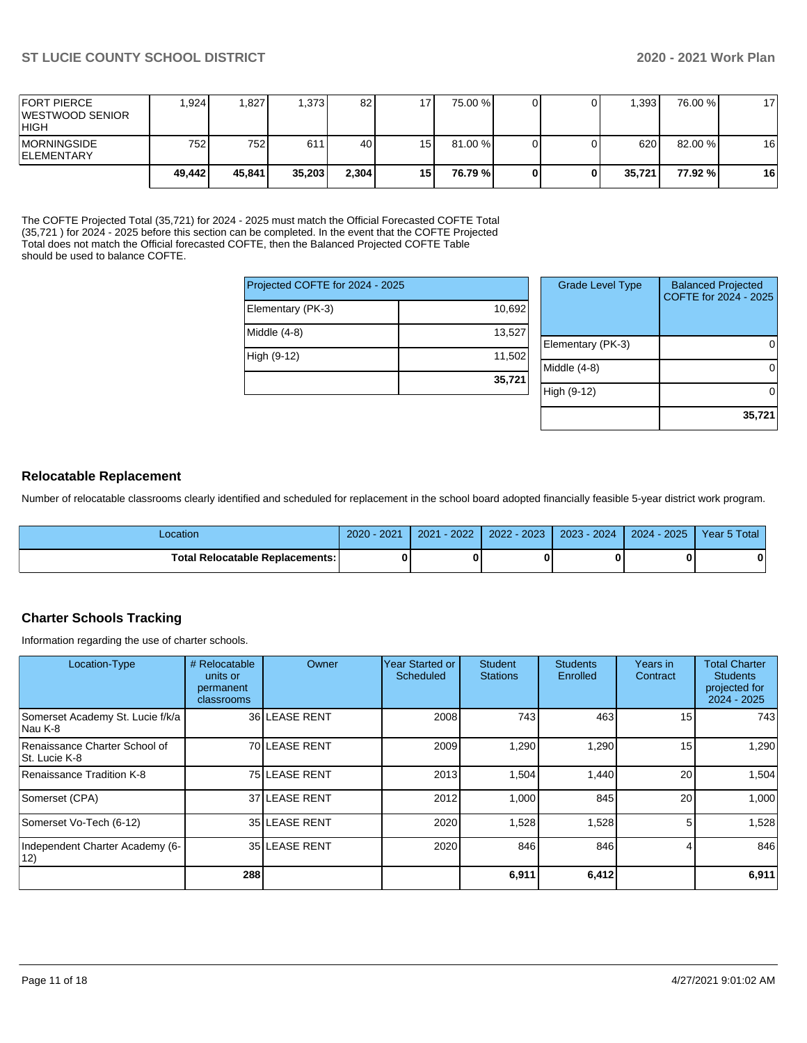| | | | | | | | | | | |
|---|---|---|---|---|---|---|---|---|---|---|
| FORT PIERCE WESTWOOD SENIOR HIGH | 1,924 | 1,827 | 1,373 | 82 | 17 | 75.00 % | 0 | 0 | 1,393 | 76.00 % | 17 |
| MORNINGSIDE ELEMENTARY | 752 | 752 | 611 | 40 | 15 | 81.00 % | 0 | 0 | 620 | 82.00 % | 16 |
| | **49,442** | **45,841** | **35,203** | **2,304** | **15** | **76.79 %** | **0** | **0** | **35,721** | **77.92 %** | **16** |

The COFTE Projected Total (35,721) for 2024 - 2025 must match the Official Forecasted COFTE Total (35,721 ) for 2024 - 2025 before this section can be completed. In the event that the COFTE Projected Total does not match the Official forecasted COFTE, then the Balanced Projected COFTE Table should be used to balance COFTE.

| Projected COFTE for 2024 - 2025 | |
|---|---|
| Elementary (PK-3) | 10,692 |
| Middle (4-8) | 13,527 |
| High (9-12) | 11,502 |
| | **35,721** |

| Grade Level Type | Balanced Projected COFTE for 2024 - 2025 |
|---|---|
| Elementary (PK-3) | 0 |
| Middle (4-8) | 0 |
| High (9-12) | 0 |
| | **35,721** |

## Relocatable Replacement

Number of relocatable classrooms clearly identified and scheduled for replacement in the school board adopted financially feasible 5-year district work program.

| Location | 2020 - 2021 | 2021 - 2022 | 2022 - 2023 | 2023 - 2024 | 2024 - 2025 | Year 5 Total |
|---|---|---|---|---|---|---|
| **Total Relocatable Replacements:** | **0** | **0** | **0** | **0** | **0** | **0** |

## Charter Schools Tracking

Information regarding the use of charter schools.

| Location-Type | # Relocatable units or permanent classrooms | Owner | Year Started or Scheduled | Student Stations | Students Enrolled | Years in Contract | Total Charter Students projected for 2024 - 2025 |
|---|---|---|---|---|---|---|---|
| Somerset Academy St. Lucie f/k/a Nau K-8 | 36 | LEASE RENT | 2008 | 743 | 463 | 15 | 743 |
| Renaissance Charter School of St. Lucie K-8 | 70 | LEASE RENT | 2009 | 1,290 | 1,290 | 15 | 1,290 |
| Renaissance Tradition K-8 | 75 | LEASE RENT | 2013 | 1,504 | 1,440 | 20 | 1,504 |
| Somerset (CPA) | 37 | LEASE RENT | 2012 | 1,000 | 845 | 20 | 1,000 |
| Somerset Vo-Tech (6-12) | 35 | LEASE RENT | 2020 | 1,528 | 1,528 | 5 | 1,528 |
| Independent Charter Academy (6-12) | 35 | LEASE RENT | 2020 | 846 | 846 | 4 | 846 |
| | **288** | | | **6,911** | **6,412** | | **6,911** |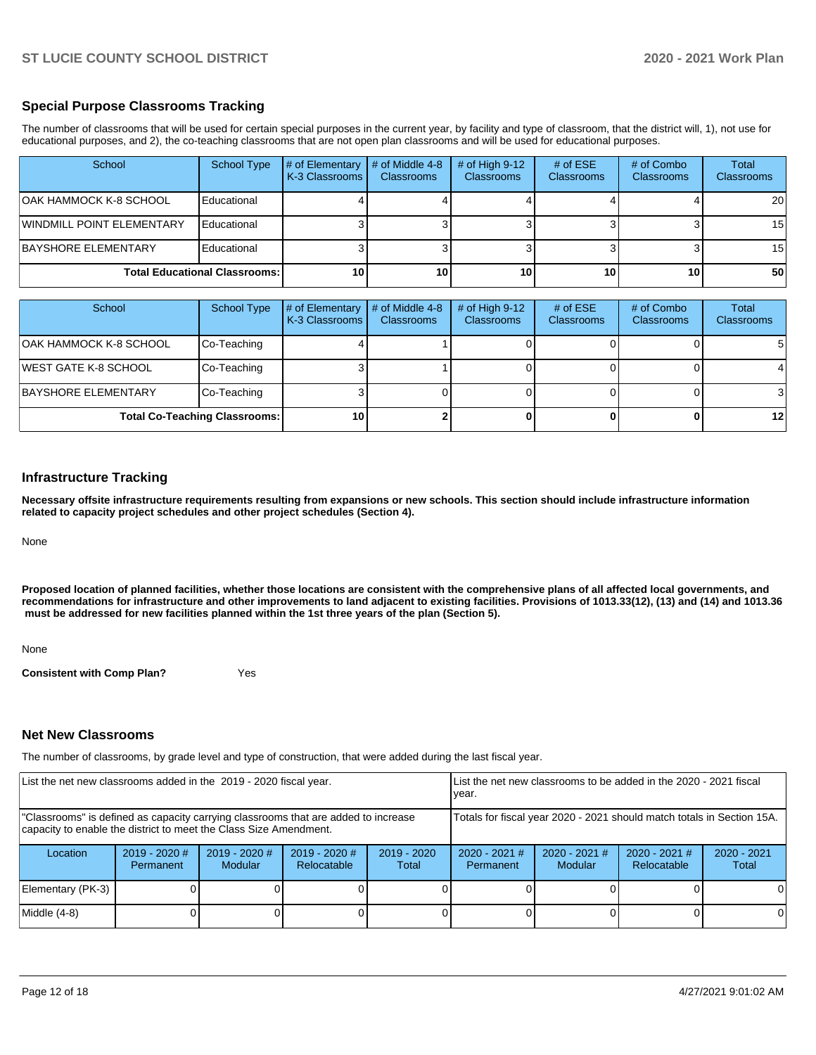## Special Purpose Classrooms Tracking

The number of classrooms that will be used for certain special purposes in the current year, by facility and type of classroom, that the district will, 1), not use for educational purposes, and 2), the co-teaching classrooms that are not open plan classrooms and will be used for educational purposes.

| School | School Type | # of Elementary K-3 Classrooms | # of Middle 4-8 Classrooms | # of High 9-12 Classrooms | # of ESE Classrooms | # of Combo Classrooms | Total Classrooms |
|---|---|---|---|---|---|---|---|
| OAK HAMMOCK K-8 SCHOOL | Educational | 4 | 4 | 4 | 4 | 4 | 20 |
| WINDMILL POINT ELEMENTARY | Educational | 3 | 3 | 3 | 3 | 3 | 15 |
| BAYSHORE ELEMENTARY | Educational | 3 | 3 | 3 | 3 | 3 | 15 |
| **Total Educational Classrooms:** | | **10** | **10** | **10** | **10** | **10** | **50** |

| School | School Type | # of Elementary K-3 Classrooms | # of Middle 4-8 Classrooms | # of High 9-12 Classrooms | # of ESE Classrooms | # of Combo Classrooms | Total Classrooms |
|---|---|---|---|---|---|---|---|
| OAK HAMMOCK K-8 SCHOOL | Co-Teaching | 4 | 1 | 0 | 0 | 0 | 5 |
| WEST GATE K-8 SCHOOL | Co-Teaching | 3 | 1 | 0 | 0 | 0 | 4 |
| BAYSHORE ELEMENTARY | Co-Teaching | 3 | 0 | 0 | 0 | 0 | 3 |
| **Total Co-Teaching Classrooms:** | | **10** | **2** | **0** | **0** | **0** | **12** |

## Infrastructure Tracking

**Necessary offsite infrastructure requirements resulting from expansions or new schools. This section should include infrastructure information related to capacity project schedules and other project schedules (Section 4).**

None

**Proposed location of planned facilities, whether those locations are consistent with the comprehensive plans of all affected local governments, and recommendations for infrastructure and other improvements to land adjacent to existing facilities. Provisions of 1013.33(12), (13) and (14) and 1013.36 must be addressed for new facilities planned within the 1st three years of the plan (Section 5).**

None

**Consistent with Comp Plan?** Yes

## Net New Classrooms

The number of classrooms, by grade level and type of construction, that were added during the last fiscal year.

| List the net new classrooms added in the 2019 - 2020 fiscal year. | | | | | List the net new classrooms to be added in the 2020 - 2021 fiscal year. | | | |
|---|---|---|---|---|---|---|---|---|
| "Classrooms" is defined as capacity carrying classrooms that are added to increase capacity to enable the district to meet the Class Size Amendment. | | | | | Totals for fiscal year 2020 - 2021 should match totals in Section 15A. | | | |
| Location | 2019 - 2020 # Permanent | 2019 - 2020 # Modular | 2019 - 2020 # Relocatable | 2019 - 2020 Total | 2020 - 2021 # Permanent | 2020 - 2021 # Modular | 2020 - 2021 # Relocatable | 2020 - 2021 Total |
| Elementary (PK-3) | 0 | 0 | 0 | 0 | 0 | 0 | 0 | 0 |
| Middle (4-8) | 0 | 0 | 0 | 0 | 0 | 0 | 0 | 0 |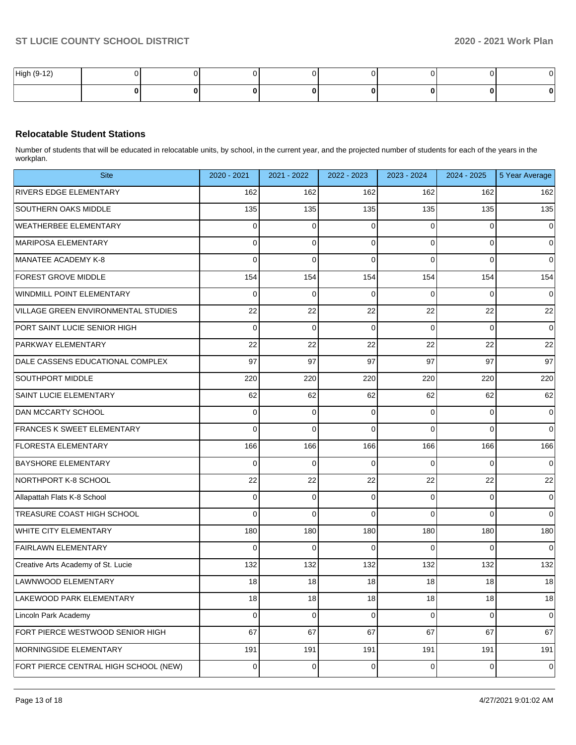| High (9-12) | 0 | 0 | 0 | 0 | 0 | 0 | 0 | 0 |
|---|---|---|---|---|---|---|---|---|
| | **0** | **0** | **0** | **0** | **0** | **0** | **0** | **0** |

### Relocatable Student Stations

Number of students that will be educated in relocatable units, by school, in the current year, and the projected number of students for each of the years in the workplan.

| Site | 2020 - 2021 | 2021 - 2022 | 2022 - 2023 | 2023 - 2024 | 2024 - 2025 | 5 Year Average |
|---|---|---|---|---|---|---|
| RIVERS EDGE ELEMENTARY | 162 | 162 | 162 | 162 | 162 | 162 |
| SOUTHERN OAKS MIDDLE | 135 | 135 | 135 | 135 | 135 | 135 |
| WEATHERBEE ELEMENTARY | 0 | 0 | 0 | 0 | 0 | 0 |
| MARIPOSA ELEMENTARY | 0 | 0 | 0 | 0 | 0 | 0 |
| MANATEE ACADEMY K-8 | 0 | 0 | 0 | 0 | 0 | 0 |
| FOREST GROVE MIDDLE | 154 | 154 | 154 | 154 | 154 | 154 |
| WINDMILL POINT ELEMENTARY | 0 | 0 | 0 | 0 | 0 | 0 |
| VILLAGE GREEN ENVIRONMENTAL STUDIES | 22 | 22 | 22 | 22 | 22 | 22 |
| PORT SAINT LUCIE SENIOR HIGH | 0 | 0 | 0 | 0 | 0 | 0 |
| PARKWAY ELEMENTARY | 22 | 22 | 22 | 22 | 22 | 22 |
| DALE CASSENS EDUCATIONAL COMPLEX | 97 | 97 | 97 | 97 | 97 | 97 |
| SOUTHPORT MIDDLE | 220 | 220 | 220 | 220 | 220 | 220 |
| SAINT LUCIE ELEMENTARY | 62 | 62 | 62 | 62 | 62 | 62 |
| DAN MCCARTY SCHOOL | 0 | 0 | 0 | 0 | 0 | 0 |
| FRANCES K SWEET ELEMENTARY | 0 | 0 | 0 | 0 | 0 | 0 |
| FLORESTA ELEMENTARY | 166 | 166 | 166 | 166 | 166 | 166 |
| BAYSHORE ELEMENTARY | 0 | 0 | 0 | 0 | 0 | 0 |
| NORTHPORT K-8 SCHOOL | 22 | 22 | 22 | 22 | 22 | 22 |
| Allapattah Flats K-8 School | 0 | 0 | 0 | 0 | 0 | 0 |
| TREASURE COAST HIGH SCHOOL | 0 | 0 | 0 | 0 | 0 | 0 |
| WHITE CITY ELEMENTARY | 180 | 180 | 180 | 180 | 180 | 180 |
| FAIRLAWN ELEMENTARY | 0 | 0 | 0 | 0 | 0 | 0 |
| Creative Arts Academy of St. Lucie | 132 | 132 | 132 | 132 | 132 | 132 |
| LAWNWOOD ELEMENTARY | 18 | 18 | 18 | 18 | 18 | 18 |
| LAKEWOOD PARK ELEMENTARY | 18 | 18 | 18 | 18 | 18 | 18 |
| Lincoln Park Academy | 0 | 0 | 0 | 0 | 0 | 0 |
| FORT PIERCE WESTWOOD SENIOR HIGH | 67 | 67 | 67 | 67 | 67 | 67 |
| MORNINGSIDE ELEMENTARY | 191 | 191 | 191 | 191 | 191 | 191 |
| FORT PIERCE CENTRAL HIGH SCHOOL (NEW) | 0 | 0 | 0 | 0 | 0 | 0 |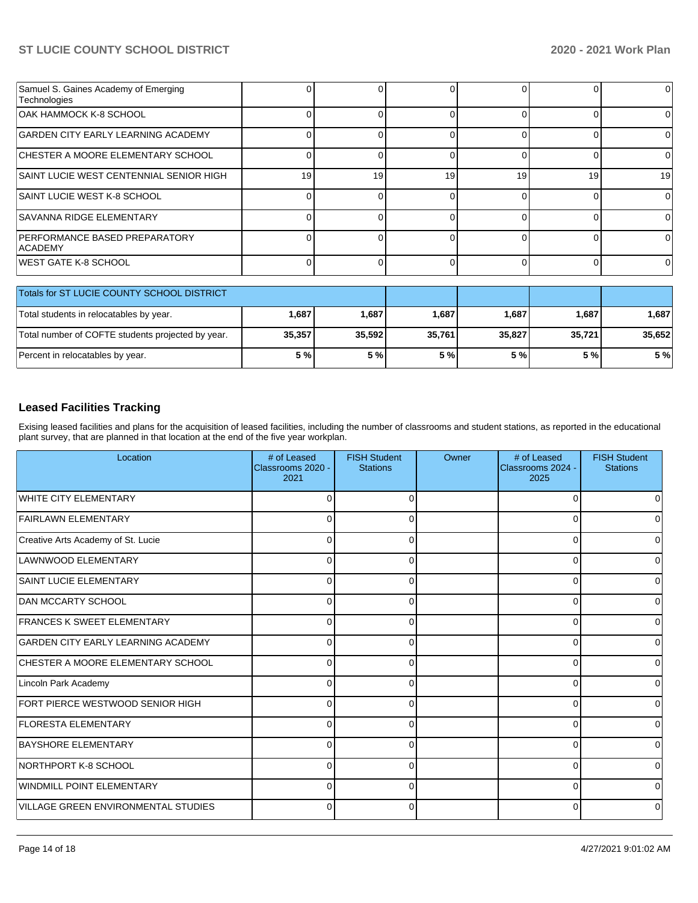| Samuel S. Gaines Academy of Emerging Technologies | 0 | 0 | 0 | 0 | 0 | 0 |
|---|---|---|---|---|---|---|
| OAK HAMMOCK K-8 SCHOOL | 0 | 0 | 0 | 0 | 0 | 0 |
| GARDEN CITY EARLY LEARNING ACADEMY | 0 | 0 | 0 | 0 | 0 | 0 |
| CHESTER A MOORE ELEMENTARY SCHOOL | 0 | 0 | 0 | 0 | 0 | 0 |
| SAINT LUCIE WEST CENTENNIAL SENIOR HIGH | 19 | 19 | 19 | 19 | 19 | 19 |
| SAINT LUCIE WEST K-8 SCHOOL | 0 | 0 | 0 | 0 | 0 | 0 |
| SAVANNA RIDGE ELEMENTARY | 0 | 0 | 0 | 0 | 0 | 0 |
| PERFORMANCE BASED PREPARATORY ACADEMY | 0 | 0 | 0 | 0 | 0 | 0 |
| WEST GATE K-8 SCHOOL | 0 | 0 | 0 | 0 | 0 | 0 |

| Totals for ST LUCIE COUNTY SCHOOL DISTRICT | | | | | | |
|---|---|---|---|---|---|---|
| Total students in relocatables by year. | **1,687** | **1,687** | **1,687** | **1,687** | **1,687** | **1,687** |
| Total number of COFTE students projected by year. | **35,357** | **35,592** | **35,761** | **35,827** | **35,721** | **35,652** |
| Percent in relocatables by year. | **5 %** | **5 %** | **5 %** | **5 %** | **5 %** | **5 %** |

## Leased Facilities Tracking

Exising leased facilities and plans for the acquisition of leased facilities, including the number of classrooms and student stations, as reported in the educational plant survey, that are planned in that location at the end of the five year workplan.

| Location | # of Leased Classrooms 2020 - 2021 | FISH Student Stations | Owner | # of Leased Classrooms 2024 - 2025 | FISH Student Stations |
|---|---|---|---|---|---|
| WHITE CITY ELEMENTARY | 0 | 0 | | 0 | 0 |
| FAIRLAWN ELEMENTARY | 0 | 0 | | 0 | 0 |
| Creative Arts Academy of St. Lucie | 0 | 0 | | 0 | 0 |
| LAWNWOOD ELEMENTARY | 0 | 0 | | 0 | 0 |
| SAINT LUCIE ELEMENTARY | 0 | 0 | | 0 | 0 |
| DAN MCCARTY SCHOOL | 0 | 0 | | 0 | 0 |
| FRANCES K SWEET ELEMENTARY | 0 | 0 | | 0 | 0 |
| GARDEN CITY EARLY LEARNING ACADEMY | 0 | 0 | | 0 | 0 |
| CHESTER A MOORE ELEMENTARY SCHOOL | 0 | 0 | | 0 | 0 |
| Lincoln Park Academy | 0 | 0 | | 0 | 0 |
| FORT PIERCE WESTWOOD SENIOR HIGH | 0 | 0 | | 0 | 0 |
| FLORESTA ELEMENTARY | 0 | 0 | | 0 | 0 |
| BAYSHORE ELEMENTARY | 0 | 0 | | 0 | 0 |
| NORTHPORT K-8 SCHOOL | 0 | 0 | | 0 | 0 |
| WINDMILL POINT ELEMENTARY | 0 | 0 | | 0 | 0 |
| VILLAGE GREEN ENVIRONMENTAL STUDIES | 0 | 0 | | 0 | 0 |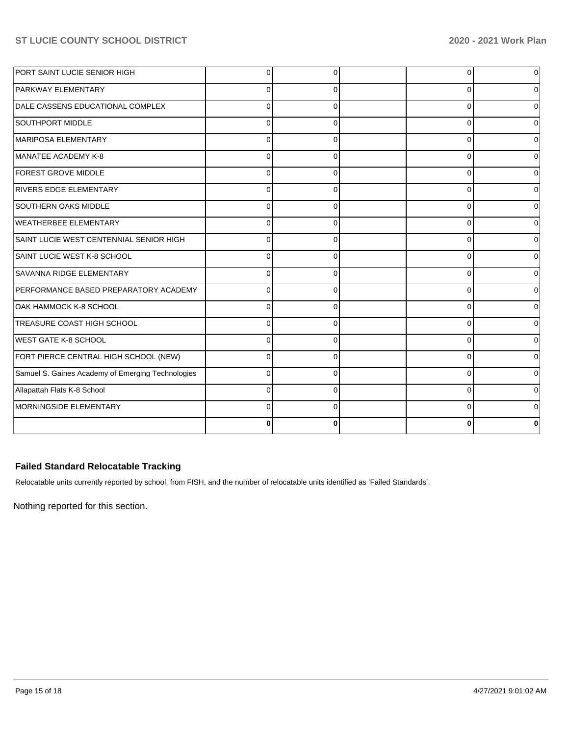| | | | | | |
|---|---|---|---|---|---|
| PORT SAINT LUCIE SENIOR HIGH | 0 | 0 | | 0 | 0 |
| PARKWAY ELEMENTARY | 0 | 0 | | 0 | 0 |
| DALE CASSENS EDUCATIONAL COMPLEX | 0 | 0 | | 0 | 0 |
| SOUTHPORT MIDDLE | 0 | 0 | | 0 | 0 |
| MARIPOSA ELEMENTARY | 0 | 0 | | 0 | 0 |
| MANATEE ACADEMY K-8 | 0 | 0 | | 0 | 0 |
| FOREST GROVE MIDDLE | 0 | 0 | | 0 | 0 |
| RIVERS EDGE ELEMENTARY | 0 | 0 | | 0 | 0 |
| SOUTHERN OAKS MIDDLE | 0 | 0 | | 0 | 0 |
| WEATHERBEE ELEMENTARY | 0 | 0 | | 0 | 0 |
| SAINT LUCIE WEST CENTENNIAL SENIOR HIGH | 0 | 0 | | 0 | 0 |
| SAINT LUCIE WEST K-8 SCHOOL | 0 | 0 | | 0 | 0 |
| SAVANNA RIDGE ELEMENTARY | 0 | 0 | | 0 | 0 |
| PERFORMANCE BASED PREPARATORY ACADEMY | 0 | 0 | | 0 | 0 |
| OAK HAMMOCK K-8 SCHOOL | 0 | 0 | | 0 | 0 |
| TREASURE COAST HIGH SCHOOL | 0 | 0 | | 0 | 0 |
| WEST GATE K-8 SCHOOL | 0 | 0 | | 0 | 0 |
| FORT PIERCE CENTRAL HIGH SCHOOL (NEW) | 0 | 0 | | 0 | 0 |
| Samuel S. Gaines Academy of Emerging Technologies | 0 | 0 | | 0 | 0 |
| Allapattah Flats K-8 School | 0 | 0 | | 0 | 0 |
| MORNINGSIDE ELEMENTARY | 0 | 0 | | 0 | 0 |
| | **0** | **0** | | **0** | **0** |

### Failed Standard Relocatable Tracking

Relocatable units currently reported by school, from FISH, and the number of relocatable units identified as 'Failed Standards'.

Nothing reported for this section.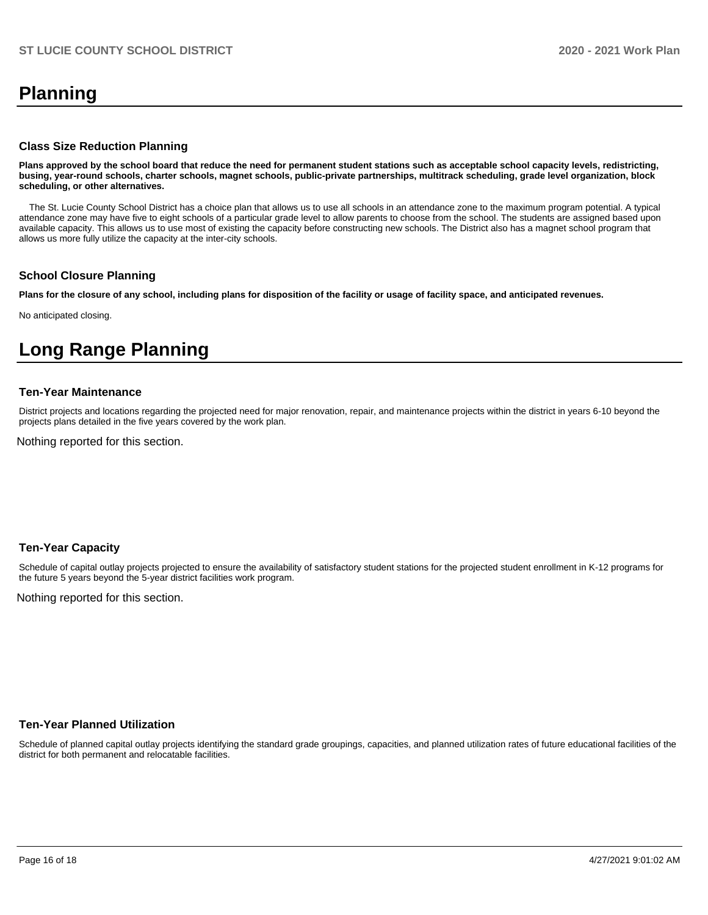# Planning

### Class Size Reduction Planning

**Plans approved by the school board that reduce the need for permanent student stations such as acceptable school capacity levels, redistricting, busing, year-round schools, charter schools, magnet schools, public-private partnerships, multitrack scheduling, grade level organization, block scheduling, or other alternatives.**

The St. Lucie County School District has a choice plan that allows us to use all schools in an attendance zone to the maximum program potential. A typical attendance zone may have five to eight schools of a particular grade level to allow parents to choose from the school. The students are assigned based upon available capacity. This allows us to use most of existing the capacity before constructing new schools. The District also has a magnet school program that allows us more fully utilize the capacity at the inter-city schools.

### School Closure Planning

**Plans for the closure of any school, including plans for disposition of the facility or usage of facility space, and anticipated revenues.**

No anticipated closing.

# Long Range Planning

### Ten-Year Maintenance

District projects and locations regarding the projected need for major renovation, repair, and maintenance projects within the district in years 6-10 beyond the projects plans detailed in the five years covered by the work plan.

Nothing reported for this section.

### Ten-Year Capacity

Schedule of capital outlay projects projected to ensure the availability of satisfactory student stations for the projected student enrollment in K-12 programs for the future 5 years beyond the 5-year district facilities work program.

Nothing reported for this section.

### Ten-Year Planned Utilization

Schedule of planned capital outlay projects identifying the standard grade groupings, capacities, and planned utilization rates of future educational facilities of the district for both permanent and relocatable facilities.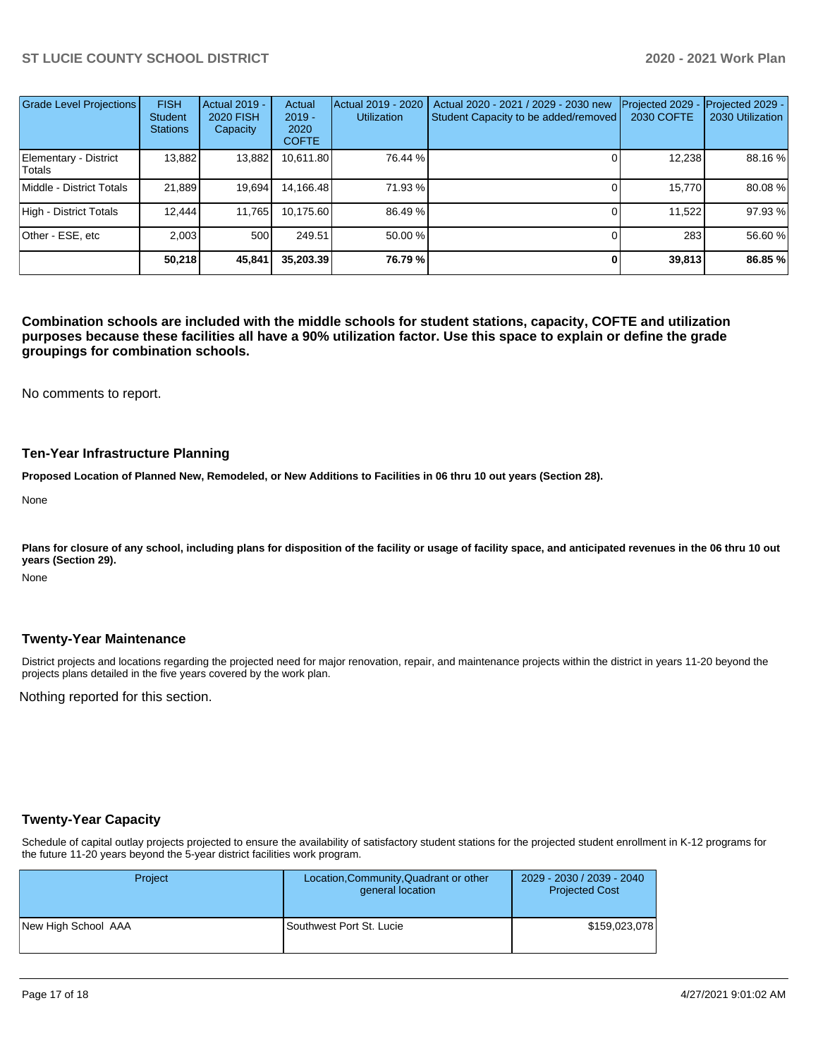| Grade Level Projections | FISH Student Stations | Actual 2019 - 2020 FISH Capacity | Actual 2019 - 2020 COFTE | Actual 2019 - 2020 Utilization | Actual 2020 - 2021 / 2029 - 2030 new Student Capacity to be added/removed | Projected 2029 - 2030 COFTE | Projected 2029 - 2030 Utilization |
|---|---|---|---|---|---|---|---|
| Elementary - District Totals | 13,882 | 13,882 | 10,611.80 | 76.44 % | 0 | 12,238 | 88.16 % |
| Middle - District Totals | 21,889 | 19,694 | 14,166.48 | 71.93 % | 0 | 15,770 | 80.08 % |
| High - District Totals | 12,444 | 11,765 | 10,175.60 | 86.49 % | 0 | 11,522 | 97.93 % |
| Other - ESE, etc | 2,003 | 500 | 249.51 | 50.00 % | 0 | 283 | 56.60 % |
| | **50,218** | **45,841** | **35,203.39** | **76.79 %** | **0** | **39,813** | **86.85 %** |

**Combination schools are included with the middle schools for student stations, capacity, COFTE and utilization purposes because these facilities all have a 90% utilization factor. Use this space to explain or define the grade groupings for combination schools.**

No comments to report.

### Ten-Year Infrastructure Planning

**Proposed Location of Planned New, Remodeled, or New Additions to Facilities in 06 thru 10 out years (Section 28).**

None

**Plans for closure of any school, including plans for disposition of the facility or usage of facility space, and anticipated revenues in the 06 thru 10 out years (Section 29).**

None

### Twenty-Year Maintenance

District projects and locations regarding the projected need for major renovation, repair, and maintenance projects within the district in years 11-20 beyond the projects plans detailed in the five years covered by the work plan.

Nothing reported for this section.

### Twenty-Year Capacity

Schedule of capital outlay projects projected to ensure the availability of satisfactory student stations for the projected student enrollment in K-12 programs for the future 11-20 years beyond the 5-year district facilities work program.

| Project | Location,Community,Quadrant or other general location | 2029 - 2030 / 2039 - 2040 Projected Cost |
|---|---|---|
| New High School AAA | Southwest Port St. Lucie | $159,023,078 |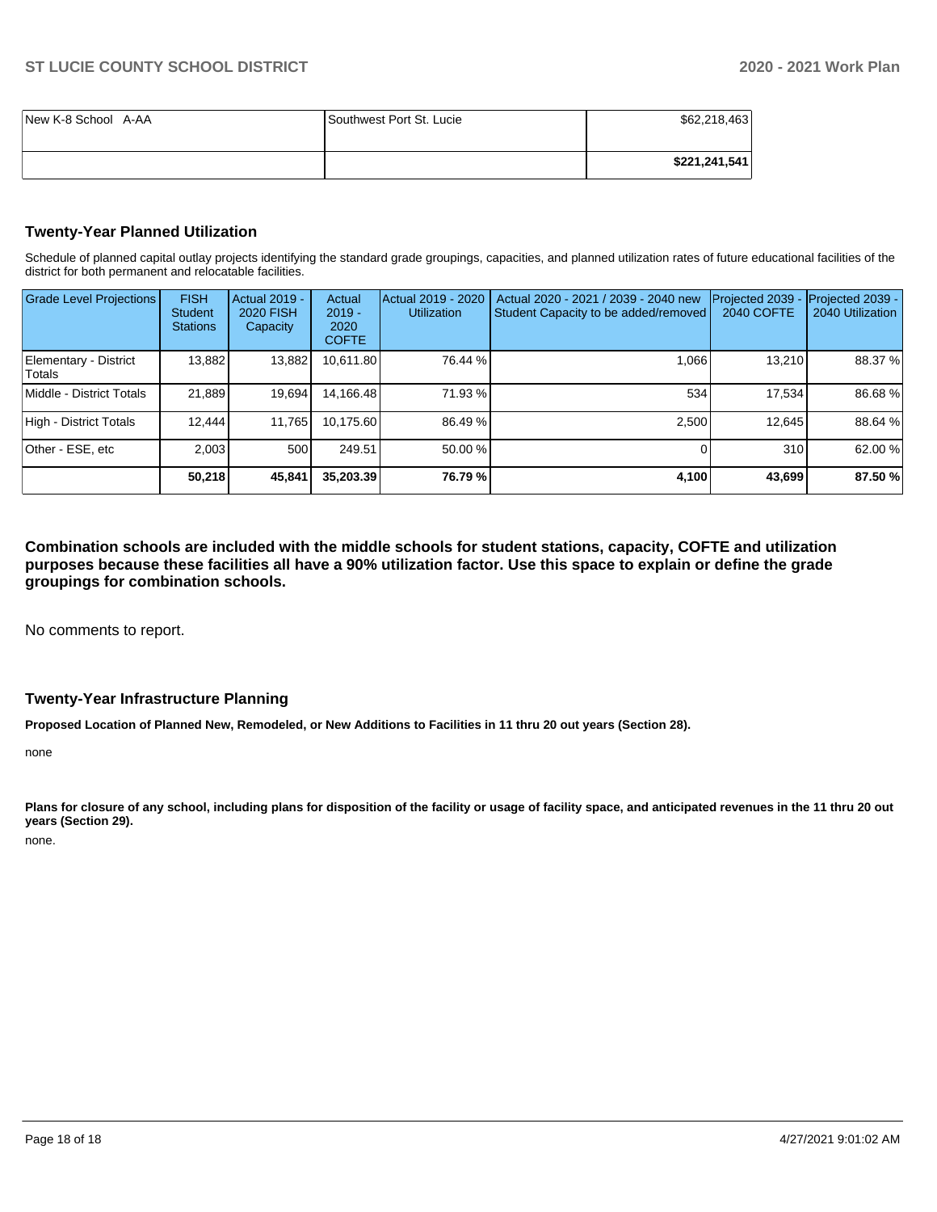| | | |
|---|---|---|
| New K-8 School A-AA | Southwest Port St. Lucie | $62,218,463 |
| | | **$221,241,541** |

## Twenty-Year Planned Utilization

Schedule of planned capital outlay projects identifying the standard grade groupings, capacities, and planned utilization rates of future educational facilities of the district for both permanent and relocatable facilities.

| Grade Level Projections | FISH Student Stations | Actual 2019 - 2020 FISH Capacity | Actual 2019 - 2020 COFTE | Actual 2019 - 2020 Utilization | Actual 2020 - 2021 / 2039 - 2040 new Student Capacity to be added/removed | Projected 2039 - 2040 COFTE | Projected 2039 - 2040 Utilization |
|---|---|---|---|---|---|---|---|
| Elementary - District Totals | 13,882 | 13,882 | 10,611.80 | 76.44 % | 1,066 | 13,210 | 88.37 % |
| Middle - District Totals | 21,889 | 19,694 | 14,166.48 | 71.93 % | 534 | 17,534 | 86.68 % |
| High - District Totals | 12,444 | 11,765 | 10,175.60 | 86.49 % | 2,500 | 12,645 | 88.64 % |
| Other - ESE, etc | 2,003 | 500 | 249.51 | 50.00 % | 0 | 310 | 62.00 % |
| | **50,218** | **45,841** | **35,203.39** | **76.79 %** | **4,100** | **43,699** | **87.50 %** |

**Combination schools are included with the middle schools for student stations, capacity, COFTE and utilization purposes because these facilities all have a 90% utilization factor. Use this space to explain or define the grade groupings for combination schools.**

No comments to report.

## Twenty-Year Infrastructure Planning

**Proposed Location of Planned New, Remodeled, or New Additions to Facilities in 11 thru 20 out years (Section 28).**

none

**Plans for closure of any school, including plans for disposition of the facility or usage of facility space, and anticipated revenues in the 11 thru 20 out years (Section 29).**

none.